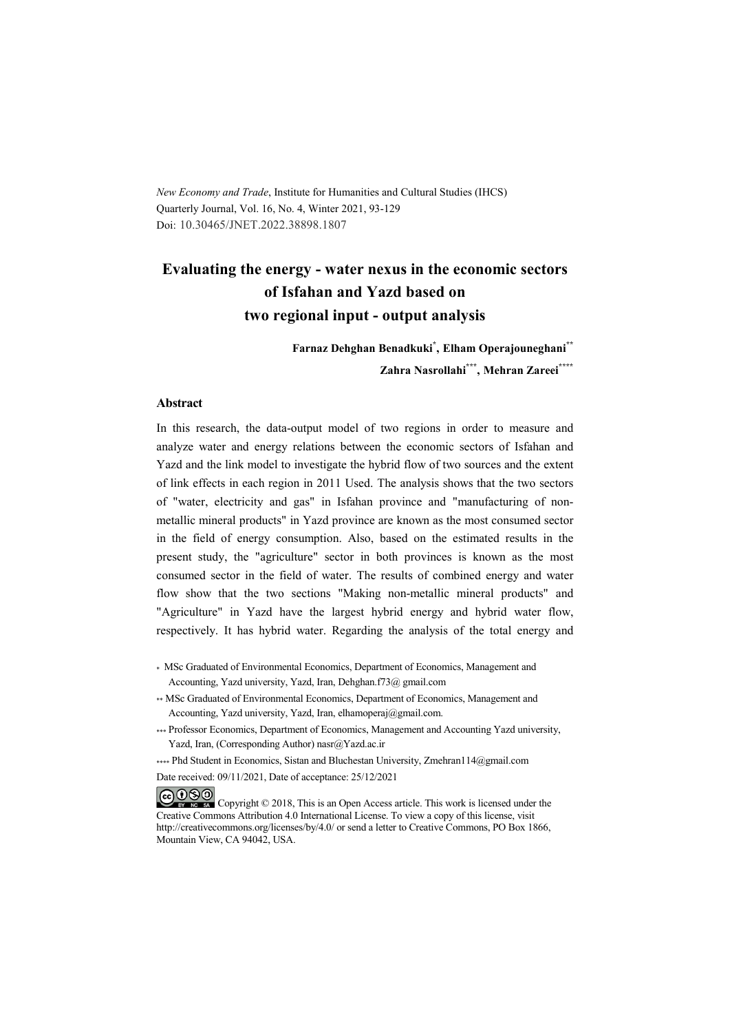*New Economy and Trade*, Institute for Humanities and Cultural Studies (IHCS)
Quarterly Journal, Vol. 16, No. 4, Winter 2021, 93-129
Doi: 10.30465/JNET.2022.38898.1807

# Evaluating the energy - water nexus in the economic sectors of Isfahan and Yazd based on two regional input - output analysis

**Farnaz Dehghan Benadkuki*, Elham Operajouneghani****

**Zahra Nasrollahi***, Mehran Zareei******

### Abstract

In this research, the data-output model of two regions in order to measure and analyze water and energy relations between the economic sectors of Isfahan and Yazd and the link model to investigate the hybrid flow of two sources and the extent of link effects in each region in 2011 Used. The analysis shows that the two sectors of "water, electricity and gas" in Isfahan province and "manufacturing of non-metallic mineral products" in Yazd province are known as the most consumed sector in the field of energy consumption. Also, based on the estimated results in the present study, the "agriculture" sector in both provinces is known as the most consumed sector in the field of water. The results of combined energy and water flow show that the two sections "Making non-metallic mineral products" and "Agriculture" in Yazd have the largest hybrid energy and hybrid water flow, respectively. It has hybrid water. Regarding the analysis of the total energy and

\* MSc Graduated of Environmental Economics, Department of Economics, Management and Accounting, Yazd university, Yazd, Iran, Dehghan.f73@ gmail.com

\*\* MSc Graduated of Environmental Economics, Department of Economics, Management and Accounting, Yazd university, Yazd, Iran, elhamoperaj@gmail.com.

\*\*\* Professor Economics, Department of Economics, Management and Accounting Yazd university, Yazd, Iran, (Corresponding Author) nasr@Yazd.ac.ir

\*\*\*\* Phd Student in Economics, Sistan and Bluchestan University, Zmehran114@gmail.com

Date received: 09/11/2021, Date of acceptance: 25/12/2021

Copyright © 2018, This is an Open Access article. This work is licensed under the Creative Commons Attribution 4.0 International License. To view a copy of this license, visit http://creativecommons.org/licenses/by/4.0/ or send a letter to Creative Commons, PO Box 1866, Mountain View, CA 94042, USA.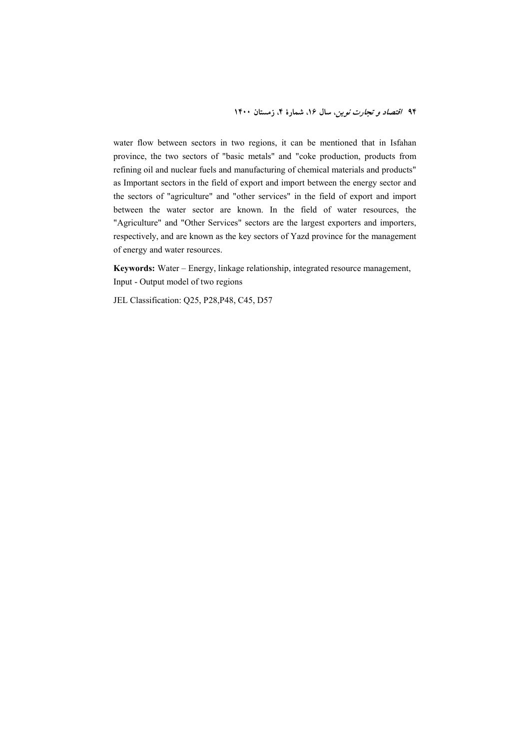water flow between sectors in two regions, it can be mentioned that in Isfahan province, the two sectors of "basic metals" and "coke production, products from refining oil and nuclear fuels and manufacturing of chemical materials and products" as Important sectors in the field of export and import between the energy sector and the sectors of "agriculture" and "other services" in the field of export and import between the water sector are known. In the field of water resources, the "Agriculture" and "Other Services" sectors are the largest exporters and importers, respectively, and are known as the key sectors of Yazd province for the management of energy and water resources.

**Keywords:** Water – Energy, linkage relationship, integrated resource management, Input - Output model of two regions

JEL Classification: Q25, P28,P48, C45, D57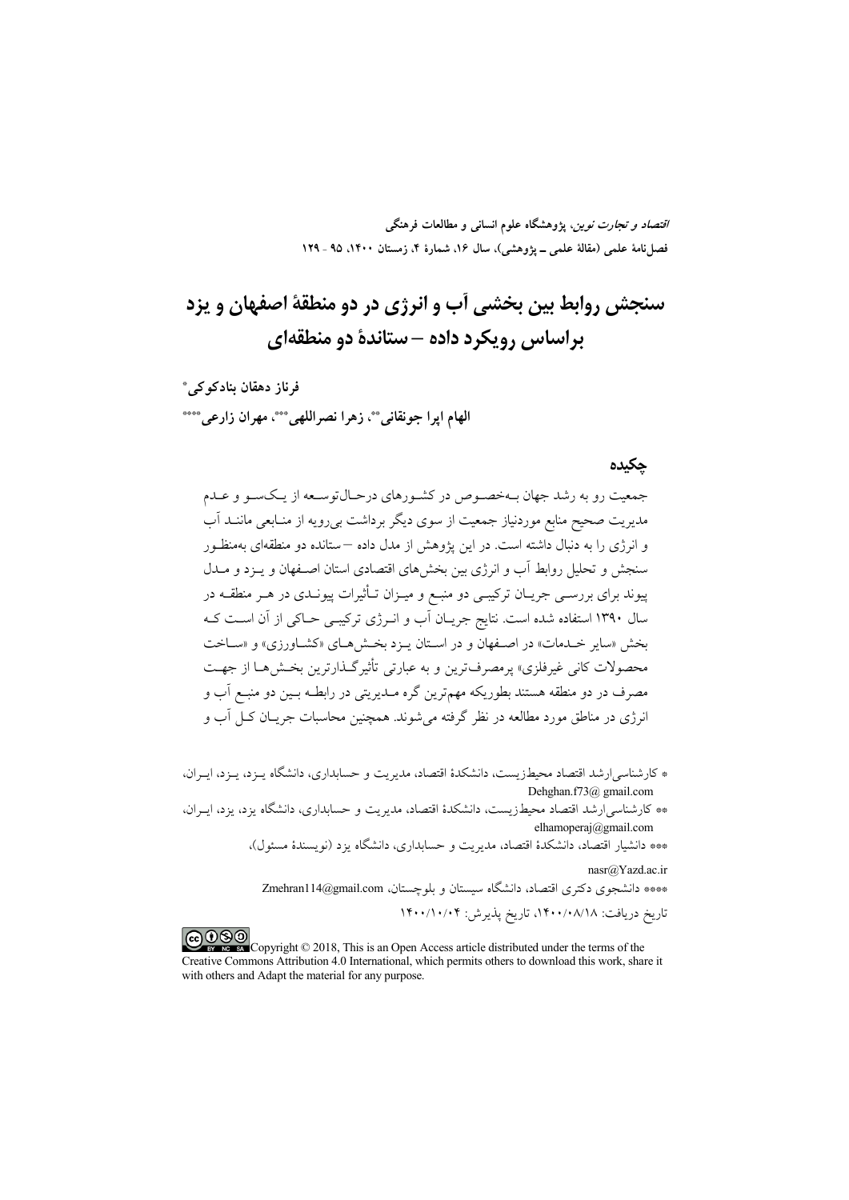# سنجش روابط بین بخشی آب و انرژی در دو منطقهٔ اصفهان و یزد براساس رویکرد داده – ستاندهٔ دو منطقه‌ای

**فرناز دهقان بنادکوکی**[*]

**الهام اپرا جونقانی**[**]**، زهرا نصراللهی**[***]**، مهران زارعی**[****]

## چکیده

جمعیت رو به رشد جهان به‌خصوص در کشورهای درحال‌توسعه از یک‌سو و عدم مدیریت صحیح منابع موردنیاز جمعیت از سوی دیگر برداشت بی‌رویه از منابعی مانند آب و انرژی را به دنبال داشته است. در این پژوهش از مدل داده – ستانده دو منطقه‌ای به‌منظور سنجش و تحلیل روابط آب و انرژی بین بخش‌های اقتصادی استان اصفهان و یزد و مدل پیوند برای بررسی جریان ترکیبی دو منبع و میزان تأثیرات پیوندی در هر منطقه در سال ۱۳۹۰ استفاده شده است. نتایج جریان آب و انرژی ترکیبی حاکی از آن است که بخش «سایر خدمات» در اصفهان و در استان یزد بخش‌های «کشاورزی» و «ساخت محصولات کانی غیرفلزی» پرمصرف‌ترین و به عبارتی تأثیرگذارترین بخش‌ها از جهت مصرف در دو منطقه هستند بطوریکه مهم‌ترین گره مدیریتی در رابطه بین دو منبع آب و انرژی در مناطق مورد مطالعه در نظر گرفته می‌شوند. همچنین محاسبات جریان کل آب و

---

* کارشناسی‌ارشد اقتصاد محیط‌زیست، دانشکدهٔ اقتصاد، مدیریت و حسابداری، دانشگاه یزد، یزد، ایران، Dehghan.f73@ gmail.com

** کارشناسی‌ارشد اقتصاد محیط‌زیست، دانشکدهٔ اقتصاد، مدیریت و حسابداری، دانشگاه یزد، یزد، ایران، elhamoperaj@gmail.com

*** دانشیار اقتصاد، دانشکدهٔ اقتصاد، مدیریت و حسابداری، دانشگاه یزد (نویسندهٔ مسئول)، nasr@Yazd.ac.ir

**** دانشجوی دکتری اقتصاد، دانشگاه سیستان و بلوچستان، Zmehran114@gmail.com

تاریخ دریافت: ۱۴۰۰/۰۸/۱۸، تاریخ پذیرش: ۱۴۰۰/۱۰/۰۴

Copyright © 2018, This is an Open Access article distributed under the terms of the Creative Commons Attribution 4.0 International, which permits others to download this work, share it with others and Adapt the material for any purpose.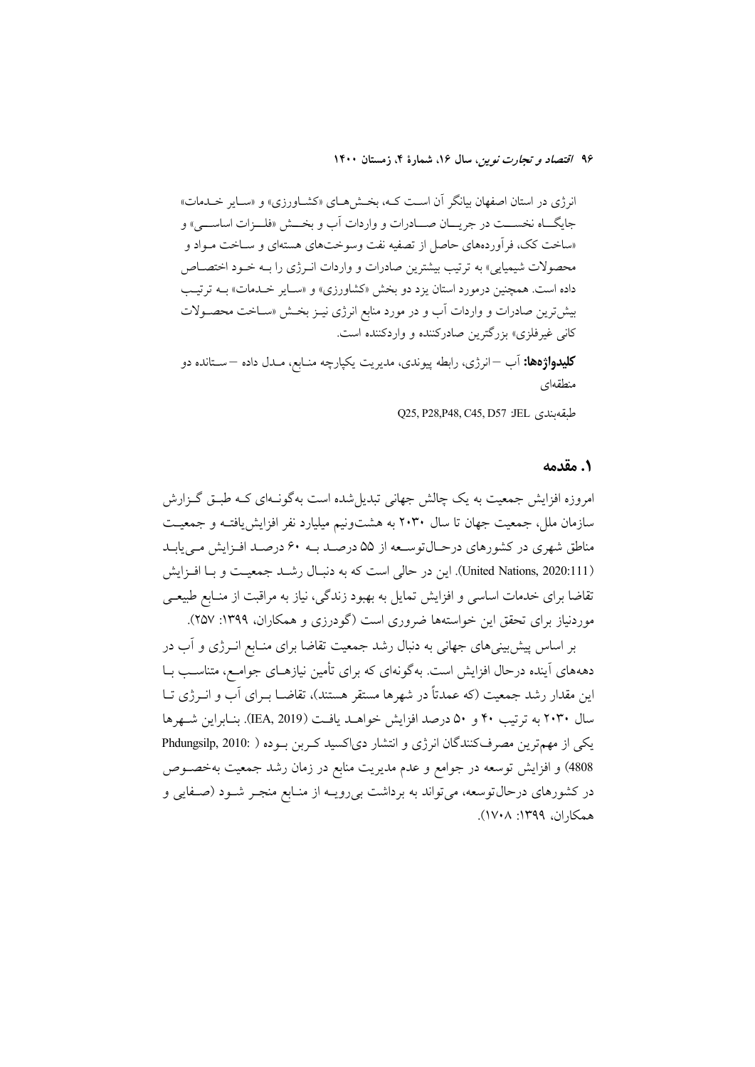انرژی در استان اصفهان بیانگر آن است که، بخش‌های «کشاورزی» و «سایر خدمات» جایگاه نخست در جریان صادرات و واردات آب و بخش «فلزات اساسی» و «ساخت کک، فرآورده‌های حاصل از تصفیه نفت وسوخت‌های هسته‌ای و ساخت مواد و محصولات شیمیایی» به ترتیب بیشترین صادرات و واردات انرژی را به خود اختصاص داده است. همچنین درمورد استان یزد دو بخش «کشاورزی» و «سایر خدمات» به ترتیب بیش‌ترین صادرات و واردات آب و در مورد منابع انرژی نیز بخش «ساخت محصولات کانی غیرفلزی» بزرگترین صادرکننده و واردکننده است.

**کلیدواژه‌ها:** آب – انرژی، رابطه پیوندی، مدیریت یکپارچه منابع، مدل داده – ستانده دو منطقه‌ای

طبقه‌بندی JEL: Q25, P28,P48, C45, D57

## ۱. مقدمه

امروزه افزایش جمعیت به یک چالش جهانی تبدیل‌شده است به‌گونه‌ای که طبق گزارش سازمان ملل، جمعیت جهان تا سال ۲۰۳۰ به هشت‌ونیم میلیارد نفر افزایش‌یافته و جمعیت مناطق شهری در کشورهای درحال‌توسعه از ۵۵ درصد به ۶۰ درصد افزایش می‌یابد (United Nations, 2020:111). این در حالی است که به دنبال رشد جمعیت و با افزایش تقاضا برای خدمات اساسی و افزایش تمایل به بهبود زندگی، نیاز به مراقبت از منابع طبیعی موردنیاز برای تحقق این خواسته‌ها ضروری است (گودرزی و همکاران، ۱۳۹۹: ۲۵۷).

بر اساس پیش‌بینی‌های جهانی به دنبال رشد جمعیت تقاضا برای منابع انرژی و آب در دهه‌های آینده درحال افزایش است. به‌گونه‌ای که برای تأمین نیازهای جوامع، متناسب با این مقدار رشد جمعیت (که عمدتاً در شهرها مستقر هستند)، تقاضا برای آب و انرژی تا سال ۲۰۳۰ به ترتیب ۴۰ و ۵۰ درصد افزایش خواهد یافت (IEA, 2019). بنابراین شهرها یکی از مهم‌ترین مصرف‌کنندگان انرژی و انتشار دی‌اکسید کربن بوده (Phdungsilp, 2010: 4808) و افزایش توسعه در جوامع و عدم مدیریت منابع در زمان رشد جمعیت به‌خصوص در کشورهای درحال‌توسعه، می‌تواند به برداشت بی‌رویه از منابع منجر شود (صفایی و همکاران، ۱۳۹۹: ۱۷۰۸).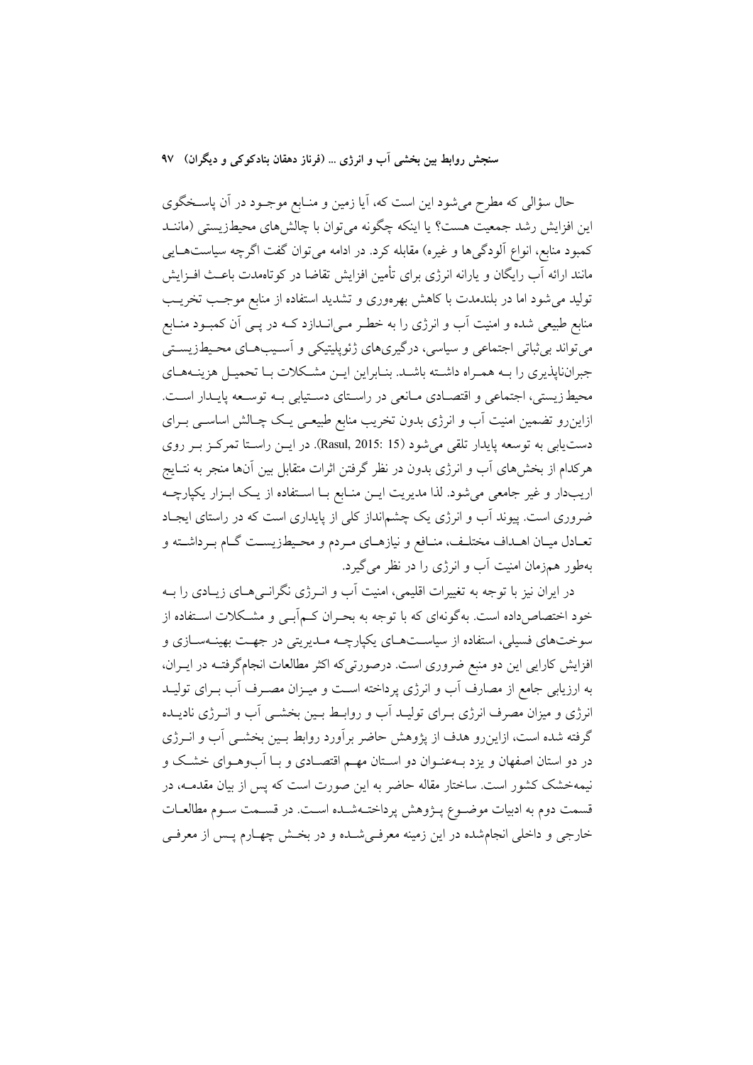حال سؤالی که مطرح می‌شود این است که، آیا زمین و منابع موجود در آن پاسخگوی این افزایش رشد جمعیت هست؟ یا اینکه چگونه می‌توان با چالش‌های محیط‌زیستی (مانند کمبود منابع، انواع آلودگی‌ها و غیره) مقابله کرد. در ادامه می‌توان گفت اگرچه سیاست‌هایی مانند ارائه آب رایگان و یارانه انرژی برای تأمین افزایش تقاضا در کوتاه‌مدت باعث افزایش تولید می‌شود اما در بلندمدت با کاهش بهره‌وری و تشدید استفاده از منابع موجب تخریب منابع طبیعی شده و امنیت آب و انرژی را به خطر می‌اندازد که در پی آن کمبود منابع می‌تواند بی‌ثباتی اجتماعی و سیاسی، درگیری‌های ژئوپلیتیکی و آسیب‌های محیط‌زیستی جبران‌ناپذیری را به همراه داشته باشد. بنابراین این مشکلات با تحمیل هزینه‌های محیط‌زیستی، اجتماعی و اقتصادی مانعی در راستای دستیابی به توسعه پایدار است. ازاین‌رو تضمین امنیت آب و انرژی بدون تخریب منابع طبیعی یک چالش اساسی برای دستیابی به توسعه پایدار تلقی می‌شود (Rasul, 2015: 15). در این راستا تمرکز بر روی هرکدام از بخش‌های آب و انرژی بدون در نظر گرفتن اثرات متقابل بین آن‌ها منجر به نتایج اریب‌دار و غیر جامعی می‌شود. لذا مدیریت این منابع با استفاده از یک ابزار یکپارچه ضروری است. پیوند آب و انرژی یک چشم‌انداز کلی از پایداری است که در راستای ایجاد تعادل میان اهداف مختلف، منافع و نیازهای مردم و محیط‌زیست گام برداشته و به‌طور هم‌زمان امنیت آب و انرژی را در نظر می‌گیرد.

در ایران نیز با توجه به تغییرات اقلیمی، امنیت آب و انرژی نگرانی‌های زیادی را به خود اختصاص‌داده است. به‌گونه‌ای که با توجه به بحران کم‌آبی و مشکلات استفاده از سوخت‌های فسیلی، استفاده از سیاست‌های یکپارچه مدیریتی در جهت بهینه‌سازی و افزایش کارایی این دو منبع ضروری است. درصورتی‌که اکثر مطالعات انجام‌گرفته در ایران، به ارزیابی جامع از مصارف آب و انرژی پرداخته است و میزان مصرف آب برای تولید انرژی و میزان مصرف انرژی برای تولید آب و روابط بین بخشی آب و انرژی نادیده گرفته شده است، ازاین‌رو هدف از پژوهش حاضر برآورد روابط بین بخشی آب و انرژی در دو استان اصفهان و یزد به‌عنوان دو استان مهم اقتصادی و با آب‌وهوای خشک و نیمه‌خشک کشور است. ساختار مقاله حاضر به این صورت است که پس از بیان مقدمه، در قسمت دوم به ادبیات موضوع پژوهش پرداخته‌شده است. در قسمت سوم مطالعات خارجی و داخلی انجام‌شده در این زمینه معرفی‌شده و در بخش چهارم پس از معرفی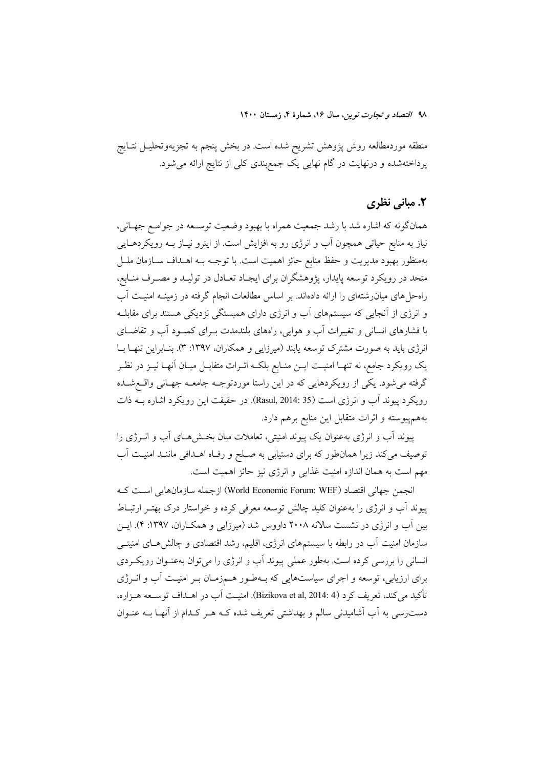منطقه موردمطالعه روش پژوهش تشریح شده است. در بخش پنجم به تجزیه‌وتحلیل نتایج پرداخته‌شده و درنهایت در گام نهایی یک جمع‌بندی کلی از نتایج ارائه می‌شود.

## ۲. مبانی نظری

همان‌گونه که اشاره شد با رشد جمعیت همراه با بهبود وضعیت توسعه در جوامع جهانی، نیاز به منابع حیاتی همچون آب و انرژی رو به افزایش است. از اینرو نیاز به رویکردهایی به‌منظور بهبود مدیریت و حفظ منابع حائز اهمیت است. با توجه به اهداف سازمان ملل متحد در رویکرد توسعه پایدار، پژوهشگران برای ایجاد تعادل در تولید و مصرف منابع، راه‌حل‌های میان‌رشته‌ای را ارائه داده‌اند. بر اساس مطالعات انجام گرفته در زمینه امنیت آب و انرژی از آنجایی که سیستم‌های آب و انرژی دارای همبستگی نزدیکی هستند برای مقابله با فشارهای انسانی و تغییرات آب و هوایی، راه‌های بلندمدت برای کمبود آب و تقاضای انرژی باید به صورت مشترک توسعه یابند (میرزایی و همکاران، ۱۳۹۷: ۳). بنابراین تنها با یک رویکرد جامع، نه تنها امنیت این منابع بلکه اثرات متفابل میان آنها نیز در نظر گرفته می‌شود. یکی از رویکردهایی که در این راستا موردتوجه جامعه جهانی واقع‌شده رویکرد پیوند آب و انرژی است (Rasul, 2014: 35). در حقیقت این رویکرد اشاره به ذات به‌هم‌پیوسته و اثرات متقابل این منابع برهم دارد.

پیوند آب و انرژی به‌عنوان یک پیوند امنیتی، تعاملات میان بخش‌های آب و انرژی را توصیف می‌کند زیرا همان‌طور که برای دستیابی به صلح و رفاه اهدافی مانند امنیت آب مهم است به همان اندازه امنیت غذایی و انرژی نیز حائز اهمیت است.

انجمن جهانی اقتصاد (World Economic Forum: WEF) ازجمله سازمان‌هایی است که پیوند آب و انرژی را به‌عنوان کلید چالش توسعه معرفی کرده و خواستار درک بهتر ارتباط بین آب و انرژی در نشست سالانه ۲۰۰۸ داووس شد (میرزایی و همکاران، ۱۳۹۷: ۴). این سازمان امنیت آب در رابطه با سیستم‌های انرژی، اقلیم، رشد اقتصادی و چالش‌های امنیتی انسانی را بررسی کرده است. به‌طور عملی پیوند آب و انرژی را می‌توان به‌عنوان رویکردی برای ارزیابی، توسعه و اجرای سیاست‌هایی که به‌طور همزمان بر امنیت آب و انرژی تأکید می‌کند، تعریف کرد (Bizikova et al, 2014: 4). امنیت آب در اهداف توسعه هزاره، دست‌رسی به آب آشامیدنی سالم و بهداشتی تعریف شده که هر کدام از آنها به عنوان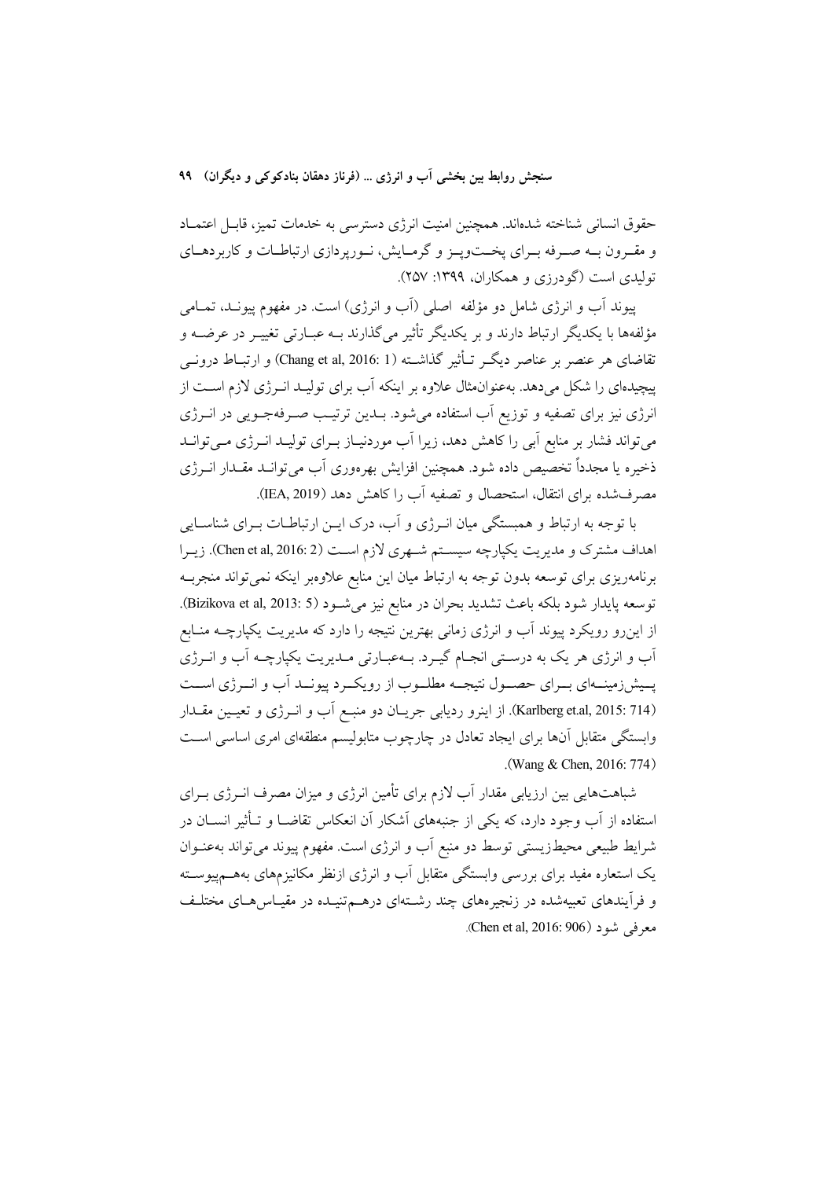حقوق انسانی شناخته شده‌اند. همچنین امنیت انرژی دسترسی به خدمات تمیز، قابل اعتماد و مقرون به صرفه برای پخت‌وپز و گرمایش، نورپردازی ارتباطات و کاربردهای تولیدی است (گودرزی و همکاران، ۱۳۹۹: ۲۵۷).

پیوند آب و انرژی شامل دو مؤلفه اصلی (آب و انرژی) است. در مفهوم پیوند، تمامی مؤلفه‌ها با یکدیگر ارتباط دارند و بر یکدیگر تأثیر می‌گذارند به عبارتی تغییر در عرضه و تقاضای هر عنصر بر عناصر دیگر تأثیر گذاشته (Chang et al, 2016: 1) و ارتباط درونی پیچیده‌ای را شکل می‌دهد. به‌عنوان‌مثال علاوه بر اینکه آب برای تولید انرژی لازم است از انرژی نیز برای تصفیه و توزیع آب استفاده می‌شود. بدین ترتیب صرفه‌جویی در انرژی می‌تواند فشار بر منابع آبی را کاهش دهد، زیرا آب موردنیاز برای تولید انرژی می‌تواند ذخیره یا مجدداً تخصیص داده شود. همچنین افزایش بهره‌وری آب می‌تواند مقدار انرژی مصرف‌شده برای انتقال، استحصال و تصفیه آب را کاهش دهد (IEA, 2019).

با توجه به ارتباط و همبستگی میان انرژی و آب، درک این ارتباطات برای شناسایی اهداف مشترک و مدیریت یکپارچه سیستم شهری لازم است (Chen et al, 2016: 2). زیرا برنامه‌ریزی برای توسعه بدون توجه به ارتباط میان این منابع علاوه‌بر اینکه نمی‌تواند منجربه توسعه پایدار شود بلکه باعث تشدید بحران در منابع نیز می‌شود (Bizikova et al, 2013: 5). از این‌رو رویکرد پیوند آب و انرژی زمانی بهترین نتیجه را دارد که مدیریت یکپارچه منابع آب و انرژی هر یک به درستی انجام گیرد. به‌عبارتی مدیریت یکپارچه آب و انرژی پیش‌زمینه‌ای برای حصول نتیجه مطلوب از رویکرد پیوند آب و انرژی است (Karlberg et.al, 2015: 714). از اینرو ردیابی جریان دو منبع آب و انرژی و تعیین مقدار وابستگی متقابل آن‌ها برای ایجاد تعادل در چارچوب متابولیسم منطقه‌ای امری اساسی است (Wang & Chen, 2016: 774).

شباهت‌هایی بین ارزیابی مقدار آب لازم برای تأمین انرژی و میزان مصرف انرژی برای استفاده از آب وجود دارد، که یکی از جنبه‌های آشکار آن انعکاس تقاضا و تأثیر انسان در شرایط طبیعی محیط‌زیستی توسط دو منبع آب و انرژی است. مفهوم پیوند می‌تواند به‌عنوان یک استعاره مفید برای بررسی وابستگی متقابل آب و انرژی ازنظر مکانیزم‌های به‌هم‌پیوسته و فرآیندهای تعبیه‌شده در زنجیره‌های چند رشته‌ای درهم‌تنیده در مقیاس‌های مختلف معرفی شود (Chen et al, 2016: 906).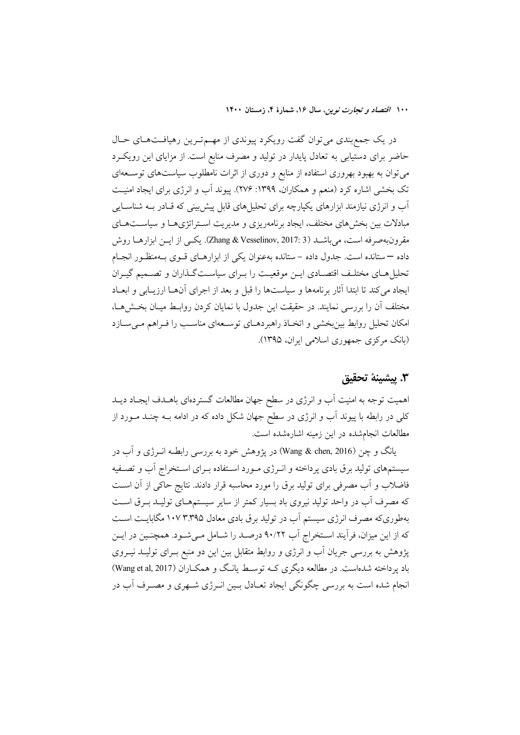در یک جمع‌بندی می‌توان گفت رویکرد پیوندی از مهم‌ترین رهیافت‌های حال حاضر برای دستیابی به تعادل پایدار در تولید و مصرف منابع است. از مزایای این رویکرد می‌توان به بهبود بهروری استفاده از منابع و دوری از اثرات نامطلوب سیاست‌های توسعه‌ای تک بخشی اشاره کرد (منعم و همکاران، ۱۳۹۹: ۲۷۶). پیوند آب و انرژی برای ایجاد امنیت آب و انرژی نیازمند ابزارهای یکپارچه برای تحلیل‌های قابل پیش‌بینی که قادر به شناسایی مبادلات بین بخش‌های مختلف، ایجاد برنامه‌ریزی و مدیریت استراتژی‌ها و سیاست‌های مقرون‌به‌صرفه است، می‌باشد (Zhang & Vesselinov, 2017: 3). یکی از این ابزارها روش داده – ستانده است. جدول داده – ستانده به‌عنوان یکی از ابزارهای قوی به‌منظور انجام تحلیل‌های مختلف اقتصادی این موقعیت را برای سیاست‌گذاران و تصمیم گیران ایجاد می‌کند تا ابتدا آثار برنامه‌ها و سیاست‌ها را قبل و بعد از اجرای آن‌ها ارزیابی و ابعاد مختلف آن را بررسی نمایند. در حقیقت این جدول با نمایان کردن روابط میان بخش‌ها، امکان تحلیل روابط بین‌بخشی و اتخاذ راهبردهای توسعه‌ای مناسب را فراهم می‌سازد (بانک مرکزی جمهوری اسلامی ایران، ۱۳۹۵).

## ۳. پیشینهٔ تحقیق

اهمیت توجه به امنیت آب و انرژی در سطح جهان مطالعات گسترده‌ای باهدف ایجاد دید کلی در رابطه با پیوند آب و انرژی در سطح جهان شکل داده که در ادامه به چند مورد از مطالعات انجام‌شده در این زمینه اشاره‌شده است.

یانگ و چن (Wang & chen, 2016) در پژوهش خود به بررسی رابطه انرژی و آب در سیستم‌های تولید برق بادی پرداخته و انرژی مورد استفاده برای استخراج آب و تصفیه فاضلاب و آب مصرفی برای تولید برق را مورد محاسبه قرار دادند. نتایج حاکی از آن است که مصرف آب در واحد تولید نیروی باد بسیار کمتر از سایر سیستم‌های تولید برق است به‌طوری‌که مصرف انرژی سیستم آب در تولید برق بادی معادل ۱۰۷ ۳.۳۹۵ مگابایت است که از این میزان، فرآیند استخراج آب ۹۰/۲۲ درصد را شامل می‌شود. همچنین در این پژوهش به بررسی جریان آب و انرژی و روابط متقابل بین این دو منبع برای تولید نیروی باد پرداخته شده‌است. در مطالعه دیگری که توسط یانگ و همکاران (Wang et al, 2017) انجام شده است به بررسی چگونگی ایجاد تعادل بین انرژی شهری و مصرف آب در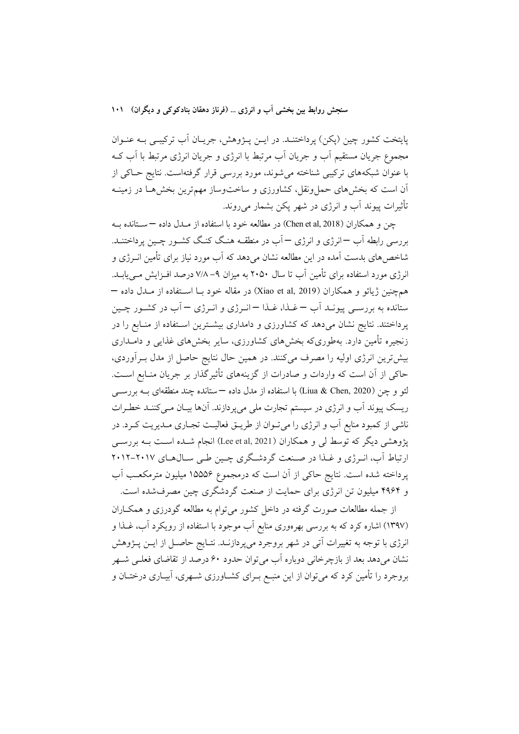پایتخت کشور چین (پکن) پرداختند. در این پژوهش، جریان آب ترکیبی به عنوان مجموع جریان مستقیم آب و جریان آب مرتبط با انرژی و جریان انرژی مرتبط با آب که با عنوان شبکه‌های ترکیبی شناخته می‌شوند، مورد بررسی قرار گرفته‌است. نتایج حاکی از آن است که بخش‌های حمل‌ونقل، کشاورزی و ساخت‌وساز مهم‌ترین بخش‌ها در زمینه تأثیرات پیوند آب و انرژی در شهر پکن بشمار می‌روند.

چن و همکاران (Chen et al, 2018) در مطالعه خود با استفاده از مدل داده – ستانده به بررسی رابطه آب – انرژی و انرژی – آب در منطقه هنگ کنگ کشور چین پرداختند. شاخص‌های بدست آمده در این مطالعه نشان می‌دهد که آب مورد نیاز برای تأمین انرژی و انرژی مورد استفاده برای تأمین آب تا سال ۲۰۵۰ به میزان ۹– ۷/۸ درصد افزایش می‌یابد. همچنین ژیائو و همکاران (Xiao et al, 2019) در مقاله خود با استفاده از مدل داده – ستانده به بررسی پیوند آب – غذا، غذا – انرژی و انرژی – آب در کشور چین پرداختند. نتایج نشان می‌دهد که کشاورزی و دامداری بیشترین استفاده از منابع را در زنجیره تأمین دارد. به‌طوری‌که بخش‌های کشاورزی، سایر بخش‌های غذایی و دامداری بیش‌ترین انرژی اولیه را مصرف می‌کنند. در همین حال نتایج حاصل از مدل برآوردی، حاکی از آن است که واردات و صادرات از گزینه‌های تأثیرگذار بر جریان منابع است. لئو و چن (Liua & Chen, 2020) با استفاده از مدل داده – ستانده چند منطقه‌ای به بررسی ریسک پیوند آب و انرژی در سیستم تجارت ملی می‌پردازند. آن‌ها بیان می‌کنند خطرات ناشی از کمبود منابع آب و انرژی را می‌توان از طریق فعالیت تجاری مدیریت کرد. در پژوهشی دیگر که توسط لی و همکاران (Lee et al, 2021) انجام شده است به بررسی ارتباط آب، انرژی و غذا در صنعت گردشگری چین طی سال‌های ۲۰۱۷-۲۰۱۲ پرداخته شده است. نتایج حاکی از آن است که درمجموع ۱۵۵۵۶ میلیون مترمکعب آب و ۴۹۶۴ میلیون تن انرژی برای حمایت از صنعت گردشگری چین مصرف‌شده است.

از جمله مطالعات صورت گرفته در داخل کشور می‌توام به مطالعه گودرزی و همکاران (۱۳۹۷) اشاره کرد که به بررسی بهره‌وری منابع آب موجود با استفاده از رویکرد آب، غذا و انرژی با توجه به تغییرات آتی در شهر بروجرد می‌پردازند. نتایج حاصل از این پژوهش نشان می‌دهد بعد از بازچرخانی دوباره آب می‌توان حدود ۶۰ درصد از تقاضای فعلی شهر بروجرد را تأمین کرد که می‌توان از این منبع برای کشاورزی شهری، آبیاری درختان و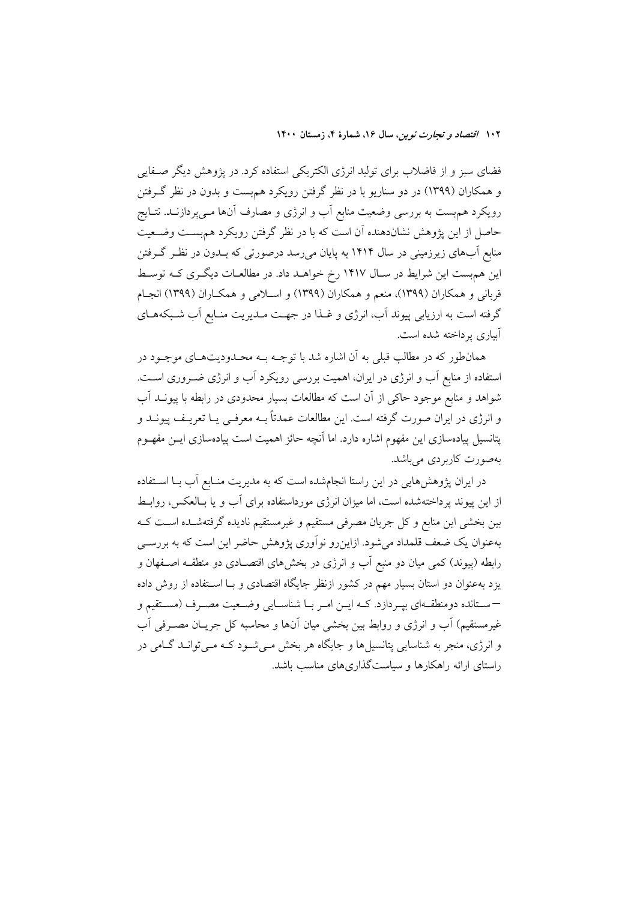فضای سبز و از فاضلاب برای تولید انرژی الکتریکی استفاده کرد. در پژوهش دیگر صـفایی و همکاران (۱۳۹۹) در دو سناریو با در نظر گرفتن رویکرد هم‌بست و بدون در نظر گـرفتن رویکرد هم‌بست به بررسی وضعیت منابع آب و انرژی و مصارف آن‌ها مـی‌پردازنـد. نتـایج حاصل از این پژوهش نشان‌دهنده آن است که با در نظر گرفتن رویکرد هم‌بسـت وضـعیت منابع آب‌های زیرزمینی در سال ۱۴۱۴ به پایان می‌رسد درصورتی که بـدون در نظـر گـرفتن این هم‌بست این شرایط در سـال ۱۴۱۷ رخ خواهـد داد. در مطالعـات دیگـری کـه توسـط قربانی و همکاران (۱۳۹۹)، منعم و همکاران (۱۳۹۹) و اسـلامی و همکـاران (۱۳۹۹) انجـام گرفته است به ارزیابی پیوند آب، انرژی و غـذا در جهـت مـدیریت منـابع آب شـبکه‌هـای آبیاری پرداخته شده است.

همان‌طور که در مطالب قبلی به آن اشاره شد با توجـه بـه محـدودیت‌هـای موجـود در استفاده از منابع آب و انرژی در ایران، اهمیت بررسی رویکرد آب و انرژی ضـروری اسـت. شواهد و منابع موجود حاکی از آن است که مطالعات بسیار محدودی در رابطه با پیونـد آب و انرژی در ایران صورت گرفته است. این مطالعات عمدتاً بـه معرفـی یـا تعریـف پیونـد و پتانسیل پیاده‌سازی این مفهوم اشاره دارد. اما آنچه حائز اهمیت است پیاده‌سازی ایـن مفهـوم به‌صورت کاربردی می‌باشد.

در ایران پژوهش‌هایی در این راستا انجام‌شده است که به مدیریت منـابع آب بـا اسـتفاده از این پیوند پرداخته‌شده است، اما میزان انرژی مورداستفاده برای آب و یا بـالعکس، روابـط بین بخشی این منابع و کل جریان مصرفی مستقیم و غیرمستقیم نادیده گرفته‌شـده اسـت کـه به‌عنوان یک ضعف قلمداد می‌شود. ازاین‌رو نوآوری پژوهش حاضر این است که به بررسـی رابطه (پیوند) کمی میان دو منبع آب و انرژی در بخش‌های اقتصـادی دو منطقـه اصـفهان و یزد به‌عنوان دو استان بسیار مهم در کشور ازنظر جایگاه اقتصادی و بـا اسـتفاده از روش داده ―سـتانده دومنطقـه‌ای بپـردازد. کـه ایـن امـر بـا شناسـایی وضـعیت مصـرف (مسـتقیم و غیرمستقیم) آب و انرژی و روابط بین بخشی میان آن‌ها و محاسبه کل جریـان مصـرفی آب و انرژی، منجر به شناسایی پتانسیل‌ها و جایگاه هر بخش مـی‌شـود کـه مـی‌توانـد گـامی در راستای ارائه راهکارها و سیاست‌گذاری‌های مناسب باشد.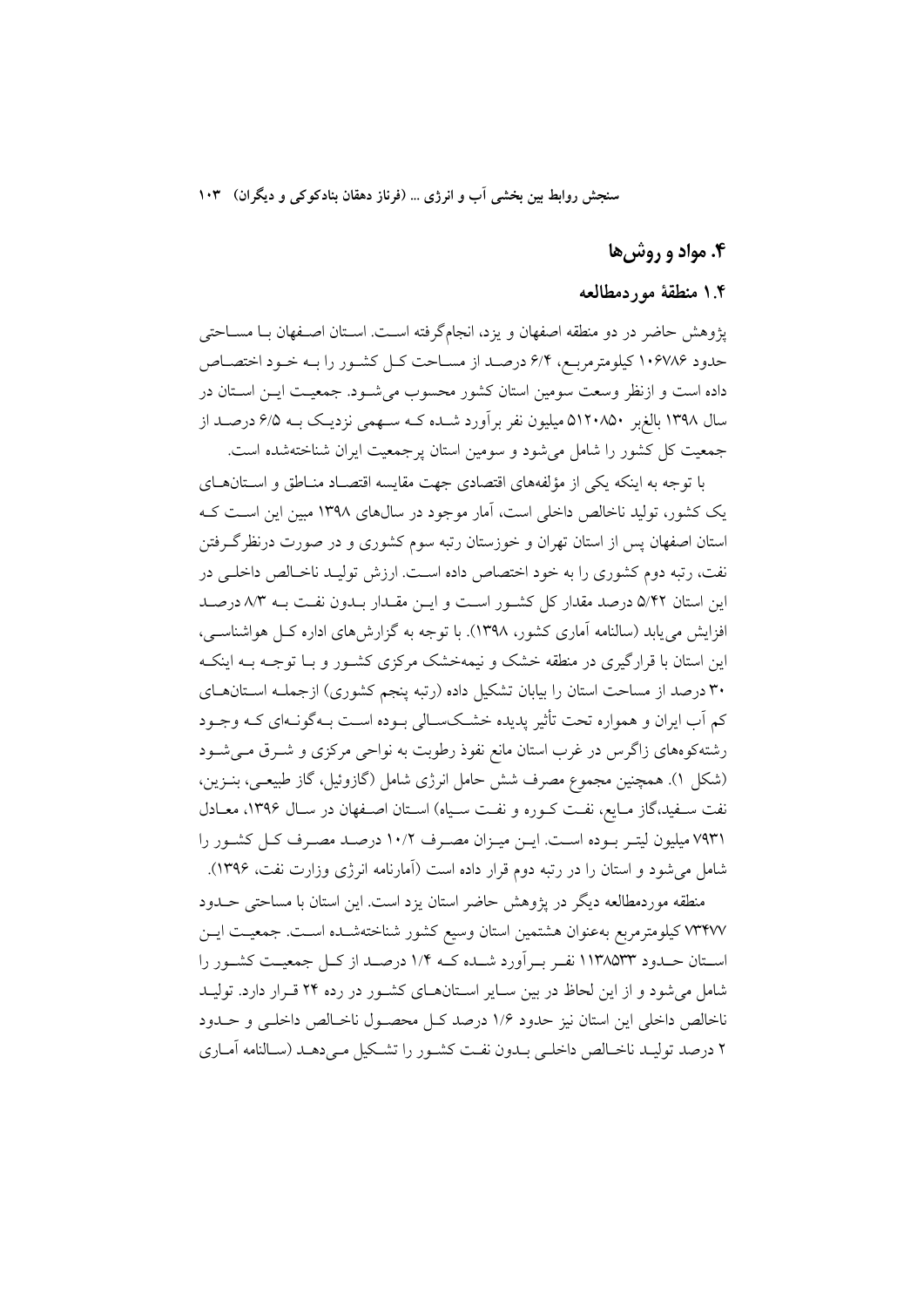## ۴. مواد و روش‌ها

### ۱.۴ منطقهٔ موردمطالعه

پژوهش حاضر در دو منطقه اصفهان و یزد، انجام‌گرفته است. استان اصفهان با مساحتی حدود ۱۰۶۷۸۶ کیلومترمربع، ۶/۴ درصد از مساحت کل کشور را به خود اختصاص داده است و ازنظر وسعت سومین استان کشور محسوب می‌شود. جمعیت این استان در سال ۱۳۹۸ بالغ‌بر ۵۱۲۰۸۵۰ میلیون نفر برآورد شده که سهمی نزدیک به ۶/۵ درصد از جمعیت کل کشور را شامل می‌شود و سومین استان پرجمعیت ایران شناخته‌شده است.

با توجه به اینکه یکی از مؤلفه‌های اقتصادی جهت مقایسه اقتصاد مناطق و استان‌های یک کشور، تولید ناخالص داخلی است، آمار موجود در سال‌های ۱۳۹۸ مبین این است که استان اصفهان پس از استان تهران و خوزستان رتبه سوم کشوری و در صورت درنظرگرفتن نفت، رتبه دوم کشوری را به خود اختصاص داده است. ارزش تولید ناخالص داخلی در این استان ۵/۴۲ درصد مقدار کل کشور است و این مقدار بدون نفت به ۸/۳ درصد افزایش می‌یابد (سالنامه آماری کشور، ۱۳۹۸). با توجه به گزارش‌های اداره کل هواشناسی، این استان با قرارگیری در منطقه خشک و نیمه‌خشک مرکزی کشور و با توجه به اینکه ۳۰ درصد از مساحت استان را بیابان تشکیل داده (رتبه پنجم کشوری) ازجمله استان‌های کم آب ایران و همواره تحت تأثیر پدیده خشک‌سالی بوده است به‌گونه‌ای که وجود رشته‌کوه‌های زاگرس در غرب استان مانع نفوذ رطوبت به نواحی مرکزی و شرق می‌شود (شکل ۱). همچنین مجموع مصرف شش حامل انرژی شامل (گازوئیل، گاز طبیعی، بنزین، نفت سفید،گاز مایع، نفت کوره و نفت سیاه) استان اصفهان در سال ۱۳۹۶، معادل ۷۹۳۱ میلیون لیتر بوده است. این میزان مصرف ۱۰/۲ درصد مصرف کل کشور را شامل می‌شود و استان را در رتبه دوم قرار داده است (آمارنامه انرژی وزارت نفت، ۱۳۹۶).

منطقه موردمطالعه دیگر در پژوهش حاضر استان یزد است. این استان با مساحتی حدود ۷۳۴۷۷ کیلومترمربع به‌عنوان هشتمین استان وسیع کشور شناخته‌شده است. جمعیت این استان حدود ۱۱۳۸۵۳۳ نفر برآورد شده که ۱/۴ درصد از کل جمعیت کشور را شامل می‌شود و از این لحاظ در بین سایر استان‌های کشور در رده ۲۴ قرار دارد. تولید ناخالص داخلی این استان نیز حدود ۱/۶ درصد کل محصول ناخالص داخلی و حدود ۲ درصد تولید ناخالص داخلی بدون نفت کشور را تشکیل می‌دهد (سالنامه آماری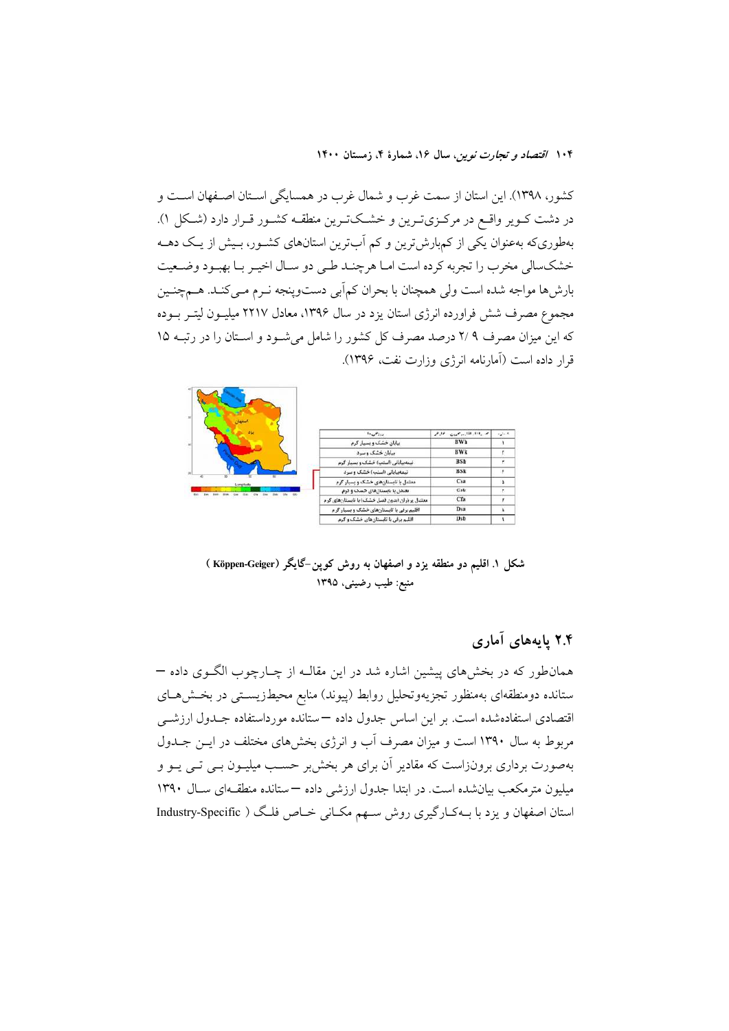کشور، ۱۳۹۸). این استان از سمت غرب و شمال غرب در همسایگی استان اصفهان است و در دشت کویر واقع در مرکزی‌ترین و خشک‌ترین منطقه کشور قرار دارد (شکل ۱). به‌طوری‌که به‌عنوان یکی از کم‌بارش‌ترین و کم آب‌ترین استان‌های کشور، بیش از یک دهه خشکسالی مخرب را تجربه کرده است اما هرچند طی دو سال اخیر با بهبود وضعیت بارش‌ها مواجه شده است ولی همچنان با بحران کم‌آبی دست‌وپنجه نرم می‌کند. هم‌چنین مجموع مصرف شش فراورده انرژی استان یزد در سال ۱۳۹۶، معادل ۲۲۱۷ میلیون لیتر بوده که این میزان مصرف ۲/۹ درصد مصرف کل کشور را شامل می‌شود و استان را در رتبه ۱۵ قرار داده است (آمارنامه انرژی وزارت نفت، ۱۳۹۶).

| ردیف | نماد | ردۀ اقلیمی |
| --- | --- | --- |
| ۱ | BWh | بیابانی خشک و بسیار گرم |
| ۲ | BWk | بیابان خشک و سرد |
| ۳ | BSh | نیمه‌بیابانی (استپ) خشک و بسیار گرم |
| ۴ | BSk | نیمه‌بیابانی (استپ) خشک و سرد |
| ۵ | Csa | معتدل با تابستان‌های خشک و بسیار گرم |
| ۶ | Csb | معتدل با تابستان‌های خشک و گرم |
| ۷ | Cfa | معتدل پرباران (بدون فصل خشک) با تابستان‌های گرم |
| ۸ | Dsa | اقلیم برفی با تابستان‌های خشک و بسیار گرم |
| ۹ | Dsb | اقلیم برفی با تابستان‌های خشک و گرم |

**شکل ۱. اقلیم دو منطقه یزد و اصفهان به روش کوپن-گایگر (Köppen-Geiger)**

منبع: طیب رضینی، ۱۳۹۵

## ۲.۴ پایه‌های آماری

همان‌طور که در بخش‌های پیشین اشاره شد در این مقاله از چارچوب الگوی داده – ستانده دومنطقه‌ای به‌منظور تجزیه‌وتحلیل روابط (پیوند) منابع محیط‌زیستی در بخش‌های اقتصادی استفاده‌شده است. بر این اساس جدول داده – ستانده مورداستفاده جدول ارزشی مربوط به سال ۱۳۹۰ است و میزان مصرف آب و انرژی بخش‌های مختلف در این جدول به‌صورت برداری برون‌زاست که مقادیر آن برای هر بخش‌بر حسب میلیون بی تی یو و میلیون مترمکعب بیان‌شده است. در ابتدا جدول ارزشی داده – ستانده منطقه‌ای سال ۱۳۹۰ استان اصفهان و یزد با به‌کارگیری روش سهم مکانی خاص فلگ ( Industry-Specific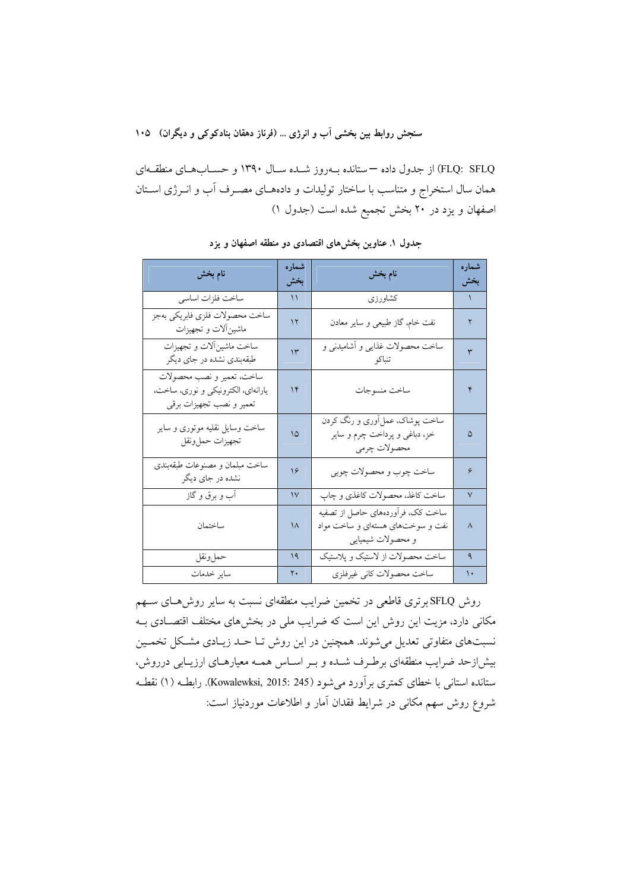FLQ: SFLQ) از جدول داده – ستانده بـه‌روز شـده سـال ۱۳۹۰ و حسـاب‌هـای منطقـه‌ای همان سال استخراج و متناسب با ساختار تولیدات و داده‌هـای مصـرف آب و انـرژی اسـتان اصفهان و یزد در ۲۰ بخش تجمیع شده است (جدول ۱)

**جدول ۱. عناوین بخش‌های اقتصادی دو منطقه اصفهان و یزد**

| شماره بخش | نام بخش | شماره بخش | نام بخش |
|---|---|---|---|
| ۱ | کشاورزی | ۱۱ | ساخت فلزات اساسی |
| ۲ | نفت خام، گاز طبیعی و سایر معادن | ۱۲ | ساخت محصولات فلزی فابریکی به‌جز ماشین‌آلات و تجهیزات |
| ۳ | ساخت محصولات غذایی و آشامیدنی و تنباکو | ۱۳ | ساخت ماشین‌آلات و تجهیزات طبقه‌بندی نشده در جای دیگر |
| ۴ | ساخت منسوجات | ۱۴ | ساخت، تعمیر و نصب محصولات یارانه‌ای، الکترونیکی و نوری، ساخت، تعمیر و نصب تجهیزات برقی |
| ۵ | ساخت پوشاک، عمل‌آوری و رنگ کردن خز، دباغی و پرداخت چرم و سایر محصولات چرمی | ۱۵ | ساخت وسایل نقلیه موتوری و سایر تجهیزات حمل‌ونقل |
| ۶ | ساخت چوب و محصولات چوبی | ۱۶ | ساخت مبلمان و مصنوعات طبقه‌بندی نشده در جای دیگر |
| ۷ | ساخت کاغذ، محصولات کاغذی و چاپ | ۱۷ | آب و برق و گاز |
| ۸ | ساخت کک، فرآورده‌های حاصل از تصفیه نفت و سوخت‌های هسته‌ای و ساخت مواد و محصولات شیمیایی | ۱۸ | ساختمان |
| ۹ | ساخت محصولات از لاستیک و پلاستیک | ۱۹ | حمل‌ونقل |
| ۱۰ | ساخت محصولات کانی غیرفلزی | ۲۰ | سایر خدمات |

روش SFLQ برتری قاطعی در تخمین ضرایب منطقه‌ای نسبت به سایر روش‌هـای سـهم مکانی دارد، مزیت این روش این است که ضرایب ملی در بخش‌های مختلف اقتصـادی بـه نسبت‌های متفاوتی تعدیل می‌شوند. همچنین در این روش تـا حـد زیـادی مشـکل تخمـین بیش‌ازحد ضرایب منطقه‌ای برطـرف شـده و بـر اسـاس همـه معیارهـای ارزیـابی درروش، ستانده استانی با خطای کمتری برآورد می‌شود (Kowalewksi, 2015: 245). رابطـه (۱) نقطـه شروع روش سهم مکانی در شرایط فقدان آمار و اطلاعات موردنیاز است: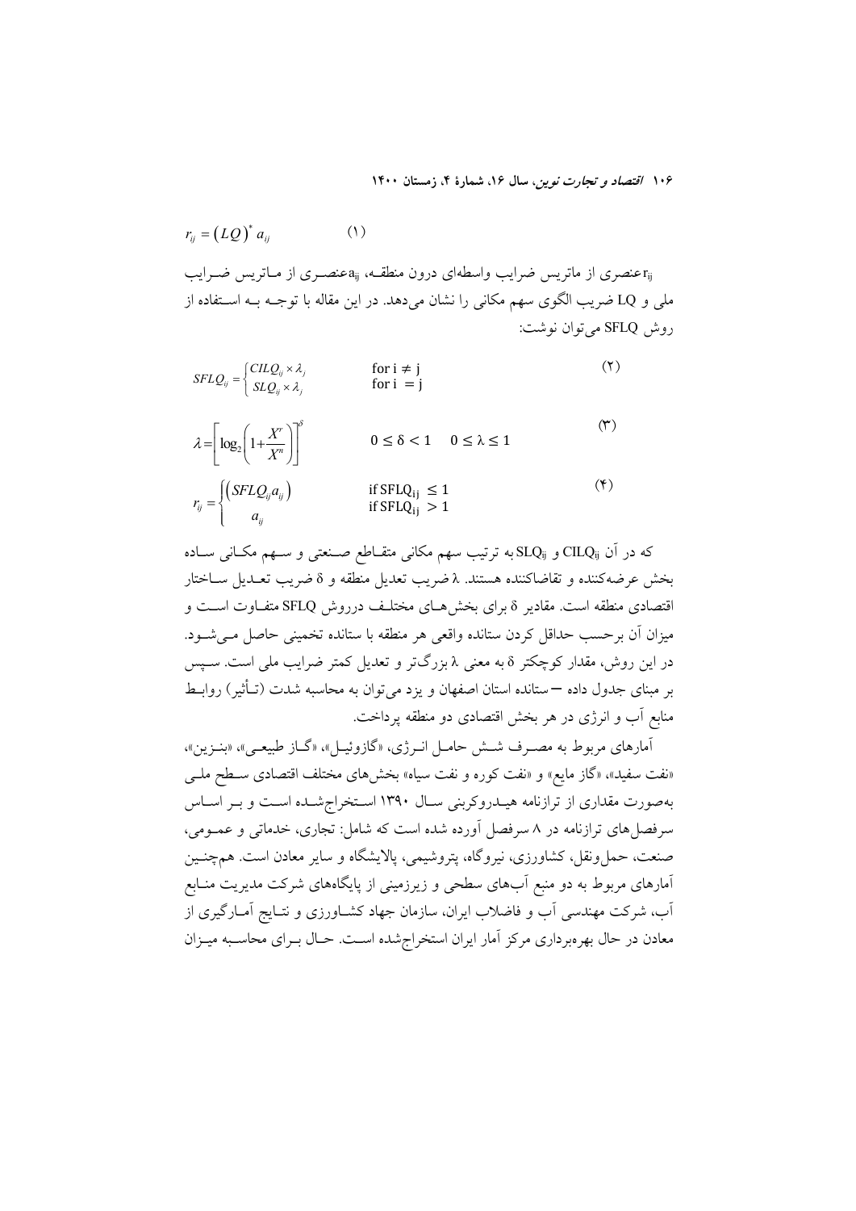$$r_{ij} = \left(LQ\right)^{*} a_{ij} \qquad (۱)$$

$r_{ij}$عنصری از ماتریس ضرایب واسطه‌ای درون منطقه، $a_{ij}$عنصری از ماتریس ضرایب ملی و LQ ضریب الگوی سهم مکانی را نشان می‌دهد. در این مقاله با توجه به استفاده از روش SFLQ می‌توان نوشت:

$$SFLQ_{ij} = \begin{cases} CILQ_{ij} \times \lambda_j & \text{for } i \neq j \\ SLQ_{ij} \times \lambda_j & \text{for } i = j \end{cases} \qquad (۲)$$

$$\lambda = \left[\log_2\left(1+\frac{X^r}{X^n}\right)\right]^{\delta} \qquad 0 \leq \delta < 1 \quad 0 \leq \lambda \leq 1 \qquad (۳)$$

$$r_{ij} = \begin{cases} \left(SFLQ_{ij} a_{ij}\right) & \text{if } SFLQ_{ij} \leq 1 \\ a_{ij} & \text{if } SFLQ_{ij} > 1 \end{cases} \qquad (۴)$$

که در آن $CILQ_{ij}$ و $SLQ_{ij}$ به ترتیب سهم مکانی متقاطع صنعتی و سهم مکانی ساده بخش عرضه‌کننده و تقاضاکننده هستند. λ ضریب تعدیل منطقه و δ ضریب تعدیل ساختار اقتصادی منطقه است. مقادیر δ برای بخش‌های مختلف درروش SFLQ متفاوت است و میزان آن برحسب حداقل کردن ستانده واقعی هر منطقه با ستانده تخمینی حاصل می‌شود. در این روش، مقدار کوچکتر δ به معنی λ بزرگ‌تر و تعدیل کمتر ضرایب ملی است. سپس بر مبنای جدول داده — ستانده استان اصفهان و یزد می‌توان به محاسبه شدت (تأثیر) روابط منابع آب و انرژی در هر بخش اقتصادی دو منطقه پرداخت.

آمارهای مربوط به مصرف شش حامل انرژی، «گازوئیل»، «گاز طبیعی»، «بنزین»، «نفت سفید»، «گاز مایع» و «نفت کوره و نفت سیاه» بخش‌های مختلف اقتصادی سطح ملی به‌صورت مقداری از ترازنامه هیدروکربنی سال ۱۳۹۰ استخراج‌شده است و بر اساس سرفصل‌های ترازنامه در ۸ سرفصل آورده شده است که شامل: تجاری، خدماتی و عمومی، صنعت، حمل‌ونقل، کشاورزی، نیروگاه، پتروشیمی، پالایشگاه و سایر معادن است. همچنین آمارهای مربوط به دو منبع آب‌های سطحی و زیرزمینی از پایگاه‌های شرکت مدیریت منابع آب، شرکت مهندسی آب و فاضلاب ایران، سازمان جهاد کشاورزی و نتایج آمارگیری از معادن در حال بهره‌برداری مرکز آمار ایران استخراج‌شده است. حال برای محاسبه میزان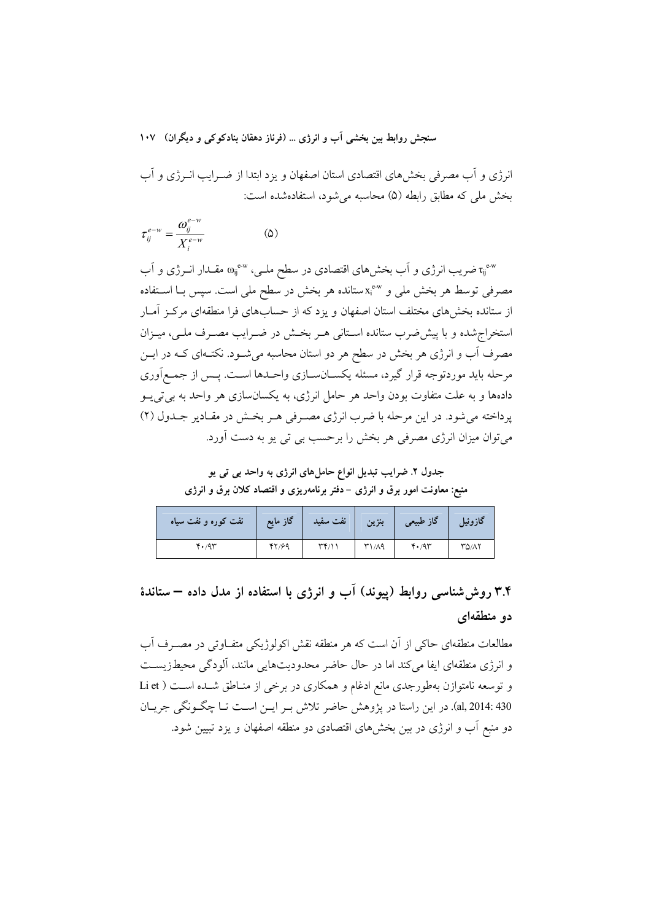انرژی و آب مصرفی بخش‌های اقتصادی استان اصفهان و یزد ابتدا از ضـرایب انـرژی و آب بخش ملی که مطابق رابطه (۵) محاسبه می‌شود، استفاده‌شده است:

$$\tau_{ij}^{e-w} = \frac{\omega_{ij}^{e-w}}{X_i^{e-w}} \qquad (5)$$

$\tau_{ij}^{e-w}$ ضریب انرژی و آب بخش‌های اقتصادی در سطح ملـی، $\omega_{ij}^{e-w}$ مقـدار انـرژی و آب مصرفی توسط هر بخش ملی و $x_i^{e-w}$ ستانده هر بخش در سطح ملی است. سپس بـا اسـتفاده از ستانده بخش‌های مختلف استان اصفهان و یزد که از حساب‌های فرا منطقه‌ای مرکـز آمـار استخراج‌شده و با پیش‌ضرب ستانده اسـتانی هـر بخـش در ضـرایب مصـرف ملـی، میـزان مصرف آب و انرژی هر بخش در سطح هر دو استان محاسبه می‌شـود. نکتـه‌ای کـه در ایـن مرحله باید موردتوجه قرار گیرد، مسئله یکسـان‌سـازی واحـدها اسـت. پـس از جمـع‌آوری داده‌ها و به علت متفاوت بودن واحد هر حامل انرژی، به یکسان‌سازی هر واحد به بی‌تی‌یـو پرداخته می‌شود. در این مرحله با ضرب انرژی مصـرفی هـر بخـش در مقـادیر جـدول (۲) می‌توان میزان انرژی مصرفی هر بخش را برحسب بی تی یو به دست آورد.

**جدول ۲. ضرایب تبدیل انواع حامل‌های انرژی به واحد بی تی یو**
**منبع: معاونت امور برق و انرژی – دفتر برنامه‌ریزی و اقتصاد کلان برق و انرژی**

| گازوئیل | گاز طبیعی | بنزین | نفت سفید | گاز مایع | نفت کوره و نفت سیاه |
|---|---|---|---|---|---|
| ۳۵/۸۲ | ۴۰/۹۳ | ۳۱/۸۹ | ۳۴/۱۱ | ۴۲/۶۹ | ۴۰/۹۳ |

## ۳.۴ روش‌شناسی روابط (پیوند) آب و انرژی با استفاده از مدل داده – ستانده دو منطقه‌ای

مطالعات منطقه‌ای حاکی از آن است که هر منطقه نقش اکولوژیکی متفـاوتی در مصـرف آب و انرژی منطقه‌ای ایفا می‌کند اما در حال حاضر محدودیت‌هایی مانند، آلودگی محیط‌زیسـت و توسعه نامتوازن به‌طورجدی مانع ادغام و همکاری در برخی از منـاطق شـده اسـت (Li et al, 2014: 430). در این راستا در پژوهش حاضر تلاش بـر ایـن اسـت تـا چگـونگی جریـان دو منبع آب و انرژی در بین بخش‌های اقتصادی دو منطقه اصفهان و یزد تبیین شود.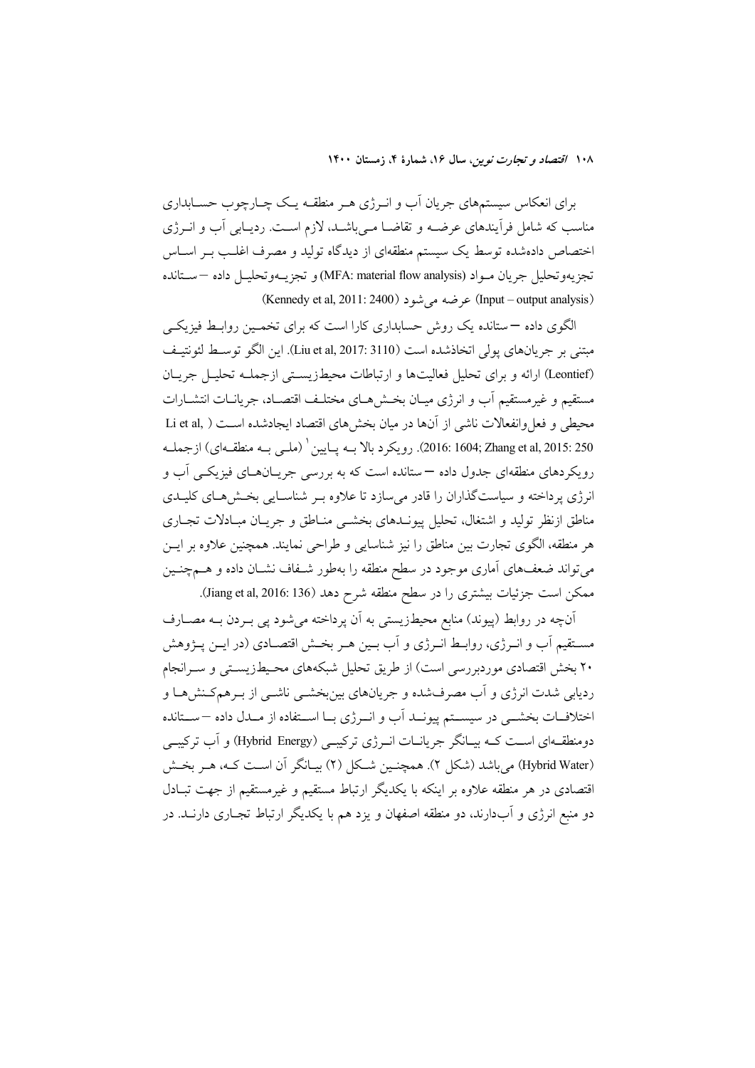برای انعکاس سیستم‌های جریان آب و انرژی هر منطقه یک چارچوب حسابداری مناسب که شامل فرآیندهای عرضه و تقاضا می‌باشد، لازم است. ردیابی آب و انرژی اختصاص داده‌شده توسط یک سیستم منطقه‌ای از دیدگاه تولید و مصرف اغلب بر اساس تجزیه‌وتحلیل جریان مواد (MFA: material flow analysis) و تجزیه‌وتحلیل داده – ستانده (Input – output analysis) عرضه می‌شود (Kennedy et al, 2011: 2400).

الگوی داده – ستانده یک روش حسابداری کارا است که برای تخمین روابط فیزیکی مبتنی بر جریان‌های پولی اتخاذشده است (Liu et al, 2017: 3110). این الگو توسط لئونتیف (Leontief) ارائه و برای تحلیل فعالیت‌ها و ارتباطات محیطزیستی ازجمله تحلیل جریان مستقیم و غیرمستقیم آب و انرژی میان بخش‌های مختلف اقتصاد، جریانات انتشارات محیطی و فعل‌وانفعالات ناشی از آن‌ها در میان بخش‌های اقتصاد ایجادشده است (Li et al, 2016: 1604; Zhang et al, 2015: 250). رویکرد بالا به پایین[1] (ملی به منطقه‌ای) ازجمله رویکردهای منطقه‌ای جدول داده – ستانده است که به بررسی جریان‌های فیزیکی آب و انرژی پرداخته و سیاست‌گذاران را قادر می‌سازد تا علاوه بر شناسایی بخش‌های کلیدی مناطق ازنظر تولید و اشتغال، تحلیل پیوندهای بخشی مناطق و جریان مبادلات تجاری هر منطقه، الگوی تجارت بین مناطق را نیز شناسایی و طراحی نمایند. همچنین علاوه بر این می‌تواند ضعف‌های آماری موجود در سطح منطقه را به‌طور شفاف نشان داده و هم‌چنین ممکن است جزئیات بیشتری را در سطح منطقه شرح دهد (Jiang et al, 2016: 136).

آن‌چه در روابط (پیوند) منابع محیطزیستی به آن پرداخته می‌شود پی بردن به مصارف مستقیم آب و انرژی، روابط انرژی و آب بین هر بخش اقتصادی (در این پژوهش ۲۰ بخش اقتصادی موردبررسی است) از طریق تحلیل شبکه‌های محیطزیستی و سرانجام ردیابی شدت انرژی و آب مصرف‌شده و جریان‌های بین‌بخشی ناشی از برهم‌کنش‌ها و اختلافات بخشی در سیستم پیوند آب و انرژی با استفاده از مدل داده – ستانده دومنطقه‌ای است که بیانگر جریانات انرژی ترکیبی (Hybrid Energy) و آب ترکیبی (Hybrid Water) می‌باشد (شکل ۲). همچنین شکل (۲) بیانگر آن است که، هر بخش اقتصادی در هر منطقه علاوه بر اینکه با یکدیگر ارتباط مستقیم و غیرمستقیم از جهت تبادل دو منبع انرژی و آب‌دارند، دو منطقه اصفهان و یزد هم با یکدیگر ارتباط تجاری دارند. در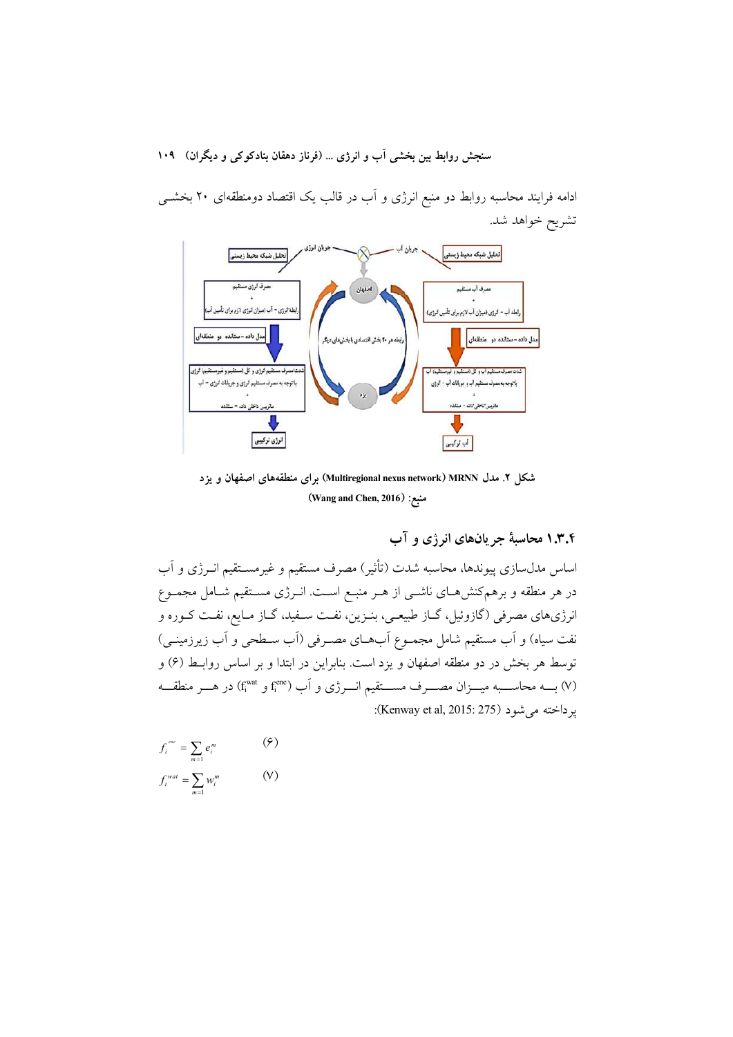ادامه فرایند محاسبه روابط دو منبع انرژی و آب در قالب یک اقتصاد دومنطقه‌ای ۲۰ بخشی تشریح خواهد شد.

شکل ۲. مدل MRNN (Multiregional nexus network) برای منطقه‌های اصفهان و یزد

منبع: (Wang and Chen, 2016)

### ۱.۳.۴ محاسبهٔ جریان‌های انرژی و آب

اساس مدل‌سازی پیوندها، محاسبه شدت (تأثیر) مصرف مستقیم و غیرمستقیم انرژی و آب در هر منطقه و برهم‌کنش‌های ناشی از هر منبع است. انرژی مستقیم شامل مجموع انرژی‌های مصرفی (گازوئیل، گاز طبیعی، بنزین، نفت سفید، گاز مایع، نفت کوره و نفت سیاه) و آب مستقیم شامل مجموع آب‌های مصرفی (آب سطحی و آب زیرزمینی) توسط هر بخش در دو منطقه اصفهان و یزد است. بنابراین در ابتدا و بر اساس روابط (۶) و (۷) به محاسبه میزان مصرف مستقیم انرژی و آب ($f_i^{ene}$ و $f_i^{wat}$) در هر منطقه پرداخته می‌شود (Kenway et al, 2015: 275):

$$f_i^{ene} = \sum_{m=1} e_i^m \qquad (۶)$$

$$f_i^{wat} = \sum_{m=1} w_i^m \qquad (۷)$$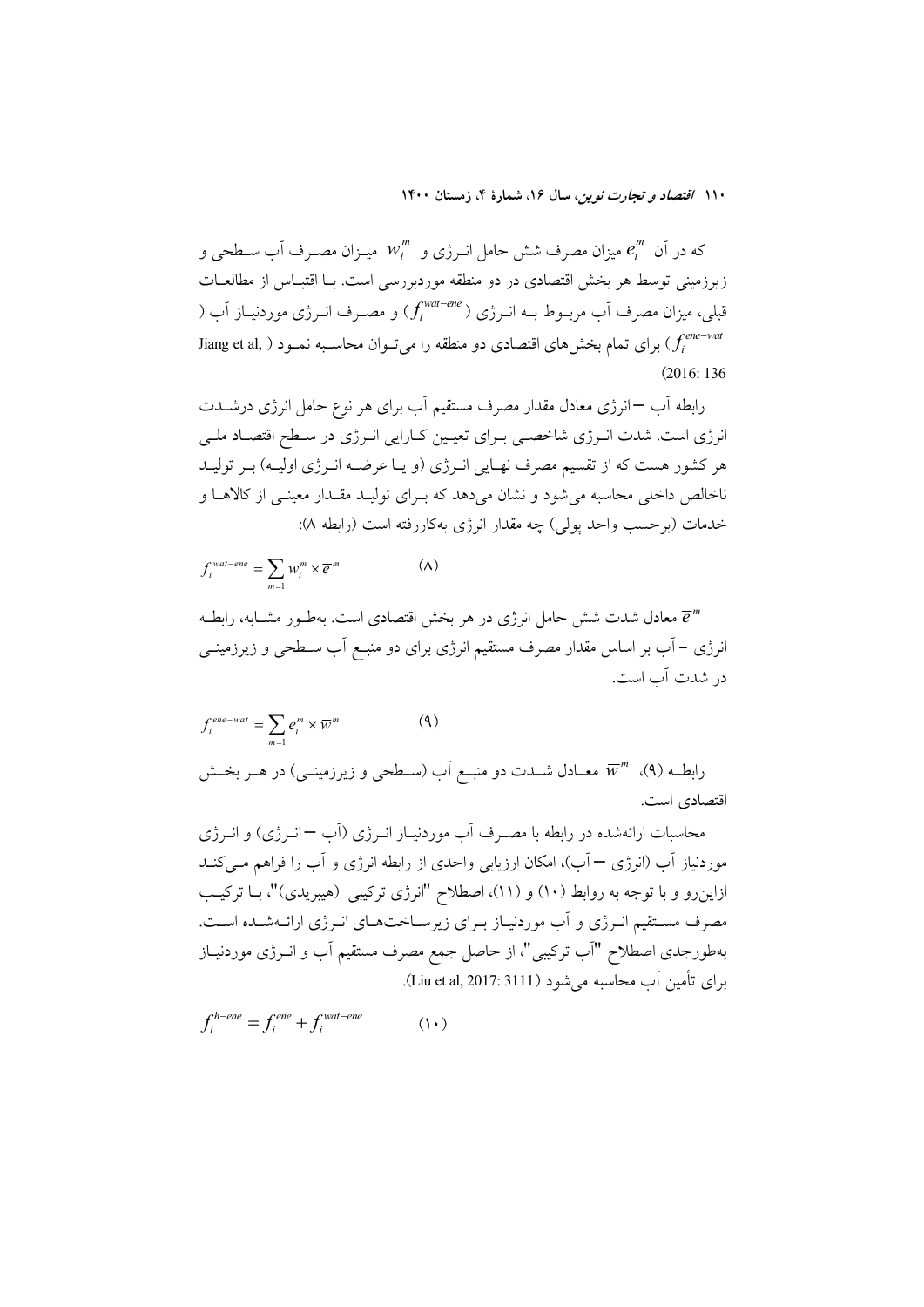که در آن $e_i^m$ میزان مصرف شش حامل انـرژی و $w_i^m$ میـزان مصـرف آب سـطحی و زیرزمینی توسط هر بخش اقتصادی در دو منطقه موردبررسی است. بـا اقتبـاس از مطالعـات قبلی، میزان مصرف آب مربـوط بـه انـرژی ($f_i^{wat-ene}$) و مصـرف انـرژی موردنیـاز آب ($f_i^{ene-wat}$) برای تمام بخش‌های اقتصادی دو منطقه را می‌تـوان محاسـبه نمـود (Jiang et al, 2016: 136)

رابطه آب – انرژی معادل مقدار مصرف مستقیم آب برای هر نوع حامل انرژی درشـدت انرژی است. شدت انـرژی شاخصـی بـرای تعیـین کـارایی انـرژی در سـطح اقتصـاد ملـی هر کشور هست که از تقسیم مصرف نهـایی انـرژی (و یـا عرضـه انـرژی اولیـه) بـر تولیـد ناخالص داخلی محاسبه می‌شود و نشان می‌دهد که بـرای تولیـد مقـدار معینـی از کالاهـا و خدمات (برحسب واحد پولی) چه مقدار انرژی به‌کاررفته است (رابطه ۸):

$$f_i^{wat-ene} = \sum_{m=1} w_i^m \times \overline{e}^m \qquad (۸)$$

$\overline{e}^m$ معادل شدت شش حامل انرژی در هر بخش اقتصادی است. به‌طـور مشـابه، رابطـه انرژی – آب بر اساس مقدار مصرف مستقیم انرژی برای دو منبـع آب سـطحی و زیرزمینـی در شدت آب است.

$$f_i^{ene-wat} = \sum_{m=1} e_i^m \times \overline{w}^m \qquad (۹)$$

رابطـه (۹)، $\overline{w}^m$ معـادل شـدت دو منبـع آب (سـطحی و زیرزمینـی) در هـر بخـش اقتصادی است.

محاسبات ارائه‌شده در رابطه با مصـرف آب موردنیـاز انـرژی (آب – انـرژی) و انـرژی موردنیاز آب (انرژی – آب)، امکان ارزیابی واحدی از رابطه انرژی و آب را فراهم مـی‌کنـد ازاین‌رو و با توجه به روابط (۱۰) و (۱۱)، اصطلاح "انرژی ترکیبی (هیبریدی)"، بـا ترکیـب مصرف مسـتقیم انـرژی و آب موردنیـاز بـرای زیرسـاخت‌هـای انـرژی ارائـه‌شـده اسـت. به‌طورجدی اصطلاح "آب ترکیبی"، از حاصل جمع مصرف مستقیم آب و انـرژی موردنیـاز برای تأمین آب محاسبه می‌شود (Liu et al, 2017: 3111).

$$f_i^{h-ene} = f_i^{ene} + f_i^{wat-ene} \qquad (۱۰)$$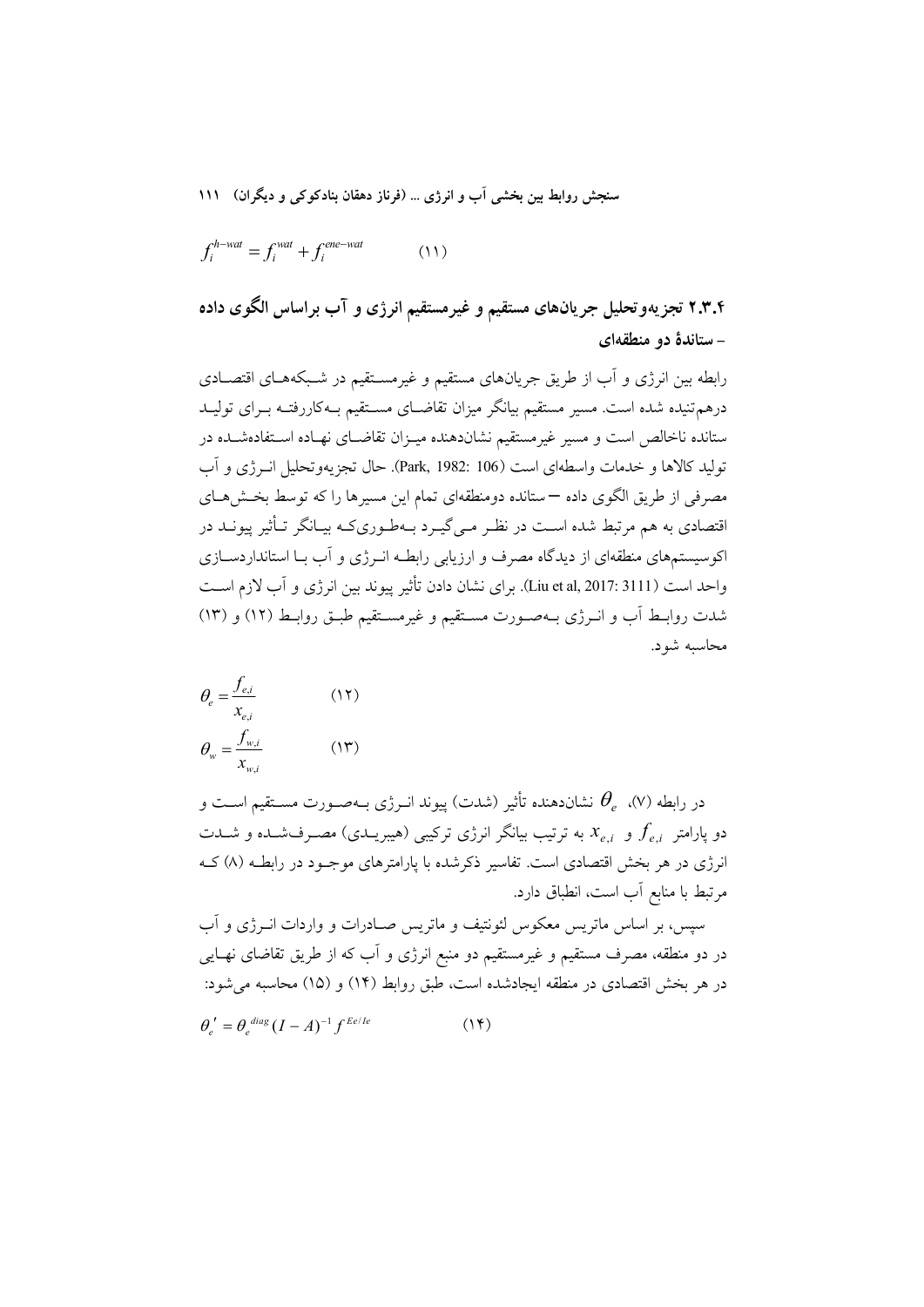$$f_i^{h-wat} = f_i^{wat} + f_i^{ene-wat} \qquad (۱۱)$$

### ۲.۳.۴ تجزیه‌وتحلیل جریان‌های مستقیم و غیرمستقیم انرژی و آب براساس الگوی داده – ستانده دو منطقه‌ای

رابطه بین انرژی و آب از طریق جریان‌های مستقیم و غیرمستقیم در شبکه‌های اقتصادی درهم‌تنیده شده است. مسیر مستقیم بیانگر میزان تقاضای مستقیم به‌کاررفته برای تولید ستانده ناخالص است و مسیر غیرمستقیم نشان‌دهنده میزان تقاضای نهاده استفاده‌شده در تولید کالاها و خدمات واسطه‌ای است (Park, 1982: 106). حال تجزیه‌وتحلیل انرژی و آب مصرفی از طریق الگوی داده – ستانده دومنطقه‌ای تمام این مسیرها را که توسط بخش‌های اقتصادی به هم مرتبط شده است در نظر می‌گیرد به‌طوری‌که بیانگر تأثیر پیوند در اکوسیستم‌های منطقه‌ای از دیدگاه مصرف و ارزیابی رابطه انرژی و آب با استانداردسازی واحد است (Liu et al, 2017: 3111). برای نشان دادن تأثیر پیوند بین انرژی و آب لازم است شدت روابط آب و انرژی به‌صورت مستقیم و غیرمستقیم طبق روابط (۱۲) و (۱۳) محاسبه شود.

$$\theta_e = \frac{f_{e,i}}{x_{e,i}} \qquad (۱۲)$$

$$\theta_w = \frac{f_{w,i}}{x_{w,i}} \qquad (۱۳)$$

در رابطه (۷)، $\theta_e$ نشان‌دهنده تأثیر (شدت) پیوند انرژی به‌صورت مستقیم است و دو پارامتر $f_{e,i}$ و $x_{e,i}$ به ترتیب بیانگر انرژی ترکیبی (هیبریدی) مصرف‌شده و شدت انرژی در هر بخش اقتصادی است. تفاسیر ذکرشده با پارامترهای موجود در رابطه (۸) که مرتبط با منابع آب است، انطباق دارد.

سپس، بر اساس ماتریس معکوس لئونتیف و ماتریس صادرات و واردات انرژی و آب در دو منطقه، مصرف مستقیم و غیرمستقیم دو منبع انرژی و آب که از طریق تقاضای نهایی در هر بخش اقتصادی در منطقه ایجادشده است، طبق روابط (۱۴) و (۱۵) محاسبه می‌شود:

$$\theta_e' = \theta_e^{diag}(I-A)^{-1} f^{Ee/Ie} \qquad (۱۴)$$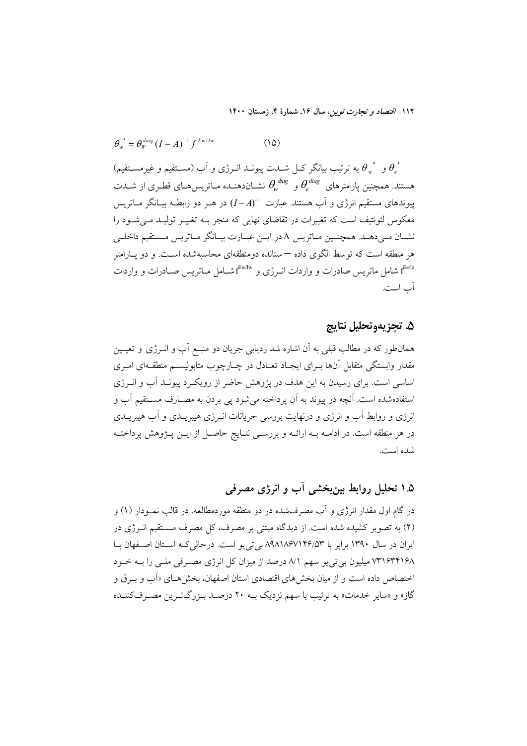$$\theta_w' = \theta_W^{diag} (I - A)^{-1} f^{Ew/Iw} \qquad (۱۵)$$

$\theta_e'$ و $\theta_w'$ به ترتیب بیانگر کل شدت پیوند انرژی و آب (مستقیم و غیرمستقیم) هستند. همچنین پارامترهای $\theta_e^{diag}$ و $\theta_w^{diag}$ نشان‌دهنده ماتریس‌های قطری از شدت پیوندهای مستقیم انرژی و آب هستند. عبارت $(I-A)^{-1}$ در هر دو رابطه بیانگر ماتریس معکوس لئونتیف است که تغییرات در تقاضای نهایی که منجر به تغییر تولید می‌شود را نشان می‌دهد. همچنین ماتریس A در این عبارت بیانگر ماتریس مستقیم داخلی هر منطقه است که توسط الگوی داده – ستانده دومنطقه‌ای محاسبه‌شده است. و دو پارامتر $f^{Ee/Ie}$ شامل ماتریس صادرات و واردات انرژی و $f^{Ew/Iw}$ شامل ماتریس صادرات و واردات آب است.

## ۵. تجزیه‌وتحلیل نتایج

همان‌طور که در مطالب قبلی به آن اشاره شد ردیابی جریان دو منبع آب و انرژی و تعیین مقدار وابستگی متقابل آن‌ها برای ایجاد تعادل در چارچوب متابولیسم منطقه‌ای امری اساسی است. برای رسیدن به این هدف در پژوهش حاضر از رویکرد پیوند آب و انرژی استفاده‌شده است. آنچه در پیوند به آن پرداخته می‌شود پی بردن به مصارف مستقیم آب و انرژی و روابط آب و انرژی و درنهایت بررسی جریانات انرژی هیبریدی و آب هیبریدی در هر منطقه است. در ادامه به ارائه و بررسی نتایج حاصل از این پژوهش پرداخته شده است.

### ۱.۵ تحلیل روابط بین‌بخشی آب و انرژی مصرفی

در گام اول مقدار انرژی و آب مصرف‌شده در دو منطقه موردمطالعه، در قالب نمودار (۱) و (۲) به تصویر کشیده شده است. از دیدگاه مبتنی بر مصرف، کل مصرف مستقیم انرژی در ایران در سال ۱۳۹۰ برابر با ۸۹۸۱۸۶۷۱۴۶/۵۳ بی‌تی‌یو است. درحالی‌که استان اصفهان با ۷۳۱۶۳۴۱۶۸ میلیون بی‌تی‌یو سهم ۸/۱ درصد از میزان کل انرژی مصرفی ملی را به خود اختصاص داده است و از میان بخش‌های اقتصادی استان اصفهان، بخش‌های «آب و برق و گاز» و «سایر خدمات» به ترتیب با سهم نزدیک به ۲۰ درصد بزرگ‌ترین مصرف‌کننده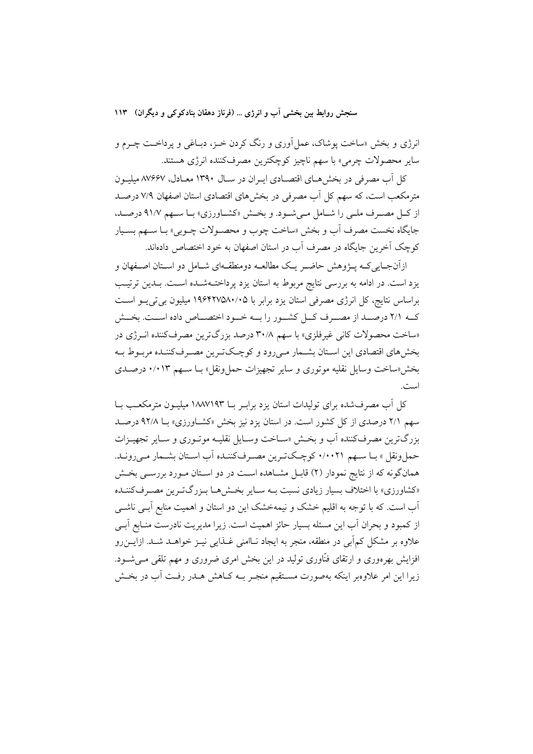انرژی و بخش «ساخت پوشاک، عمل‌آوری و رنگ کردن خز، دباغی و پرداخت چرم و سایر محصولات چرمی» با سهم ناچیز کوچکترین مصرف‌کننده انرژی هستند.

کل آب مصرفی در بخش‌های اقتصادی ایران در سال ۱۳۹۰ معادل، ۸۷۶۶۷ میلیون مترمکعب است، که سهم کل آب مصرفی در بخش‌های اقتصادی استان اصفهان ۷/۹ درصد از کل مصرف ملی را شامل می‌شود. و بخش «کشاورزی» با سهم ۹۱/۷ درصد، جایگاه نخست مصرف آب و بخش «ساخت چوب و محصولات چوبی» با سهم بسیار کوچک آخرین جایگاه در مصرف آب در استان اصفهان به خود اختصاص داده‌اند.

ازآن‌جایی‌که پژوهش حاضر یک مطالعه دومنطقه‌ای شامل دو استان اصفهان و یزد است. در ادامه به بررسی نتایج مربوط به استان یزد پرداخته‌شده است. بدین ترتیب براساس نتایج، کل انرژی مصرفی استان یزد برابر با ۱۹۶۴۲۷۵۸۰/۰۵ میلیون بی‌تی‌یو است که ۲/۱ درصد از مصرف کل کشور را به خود اختصاص داده است. بخش «ساخت محصولات کانی غیرفلزی» با سهم ۳۰/۸ درصد بزرگ‌ترین مصرف‌کننده انرژی در بخش‌های اقتصادی این استان بشمار می‌رود و کوچک‌ترین مصرف‌کننده مربوط به بخش«ساخت وسایل نقلیه موتوری و سایر تجهیزات حمل‌ونقل» با سهم ۰/۰۱۳ درصدی است.

کل آب مصرف‌شده برای تولیدات استان یزد برابر با ۱۸۸۷۱۹۳ میلیون مترمکعب با سهم ۲/۱ درصدی از کل کشور است. در استان یزد نیز بخش «کشاورزی» با ۹۲/۸ درصد بزرگ‌ترین مصرف‌کننده آب و بخش «ساخت وسایل نقلیه موتوری و سایر تجهیزات حمل‌ونقل » با سهم ۰/۰۰۲۱ کوچک‌ترین مصرف‌کننده آب استان بشمار می‌روند. همان‌گونه که از نتایج نمودار (۲) قابل مشاهده است در دو استان مورد بررسی بخش «کشاورزی» با اختلاف بسیار زیادی نسبت به سایر بخش‌ها بزرگ‌ترین مصرف‌کننده آب است. که با توجه به اقلیم خشک و نیمه‌خشک این دو استان و اهمیت منابع آبی ناشی از کمبود و بحران آب این مسئله بسیار حائز اهمیت است. زیرا مدیریت نادرست منابع آبی علاوه بر مشکل کم‌آبی در منطقه، منجر به ایجاد ناامنی غذایی نیز خواهد شد. ازاین‌رو افزایش بهره‌وری و ارتقای فنّاوری تولید در این بخش امری ضروری و مهم تلقی می‌شود. زیرا این امر علاوه‌بر اینکه به‌صورت مستقیم منجر به کاهش هدر رفت آب در بخش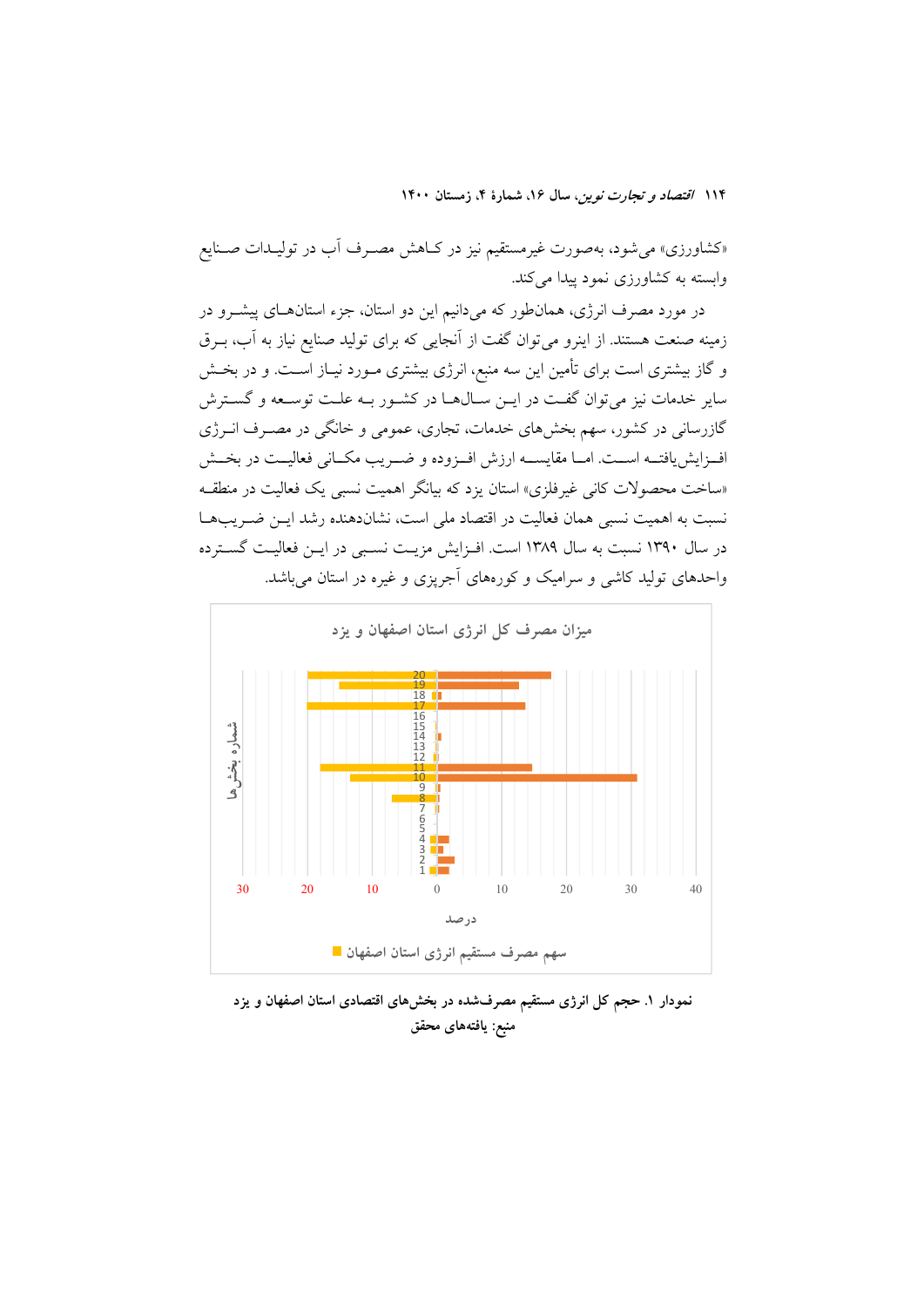«کشاورزی» می‌شود، به‌صورت غیرمستقیم نیز در کاهش مصرف آب در تولیدات صنایع وابسته به کشاورزی نمود پیدا می‌کند.

در مورد مصرف انرژی، همان‌طور که می‌دانیم این دو استان، جزء استان‌های پیشرو در زمینه صنعت هستند. از اینرو می‌توان گفت از آنجایی که برای تولید صنایع نیاز به آب، برق و گاز بیشتری است برای تأمین این سه منبع، انرژی بیشتری مورد نیاز است. و در بخش سایر خدمات نیز می‌توان گفت در این سال‌ها در کشور به علت توسعه و گسترش گازرسانی در کشور، سهم بخش‌های خدمات، تجاری، عمومی و خانگی در مصرف انرژی افزایش‌یافته است. اما مقایسه ارزش افزوده و ضریب مکانی فعالیت در بخش «ساخت محصولات کانی غیرفلزی» استان یزد که بیانگر اهمیت نسبی یک فعالیت در منطقه نسبت به اهمیت نسبی همان فعالیت در اقتصاد ملی است، نشان‌دهنده رشد این ضریب‌ها در سال ۱۳۹۰ نسبت به سال ۱۳۸۹ است. افزایش مزیت نسبی در این فعالیت گسترده واحدهای تولید کاشی و سرامیک و کوره‌های آجرپزی و غیره در استان می‌باشد.

نمودار ۱. حجم کل انرژی مستقیم مصرف‌شده در بخش‌های اقتصادی استان اصفهان و یزد
منبع: یافته‌های محقق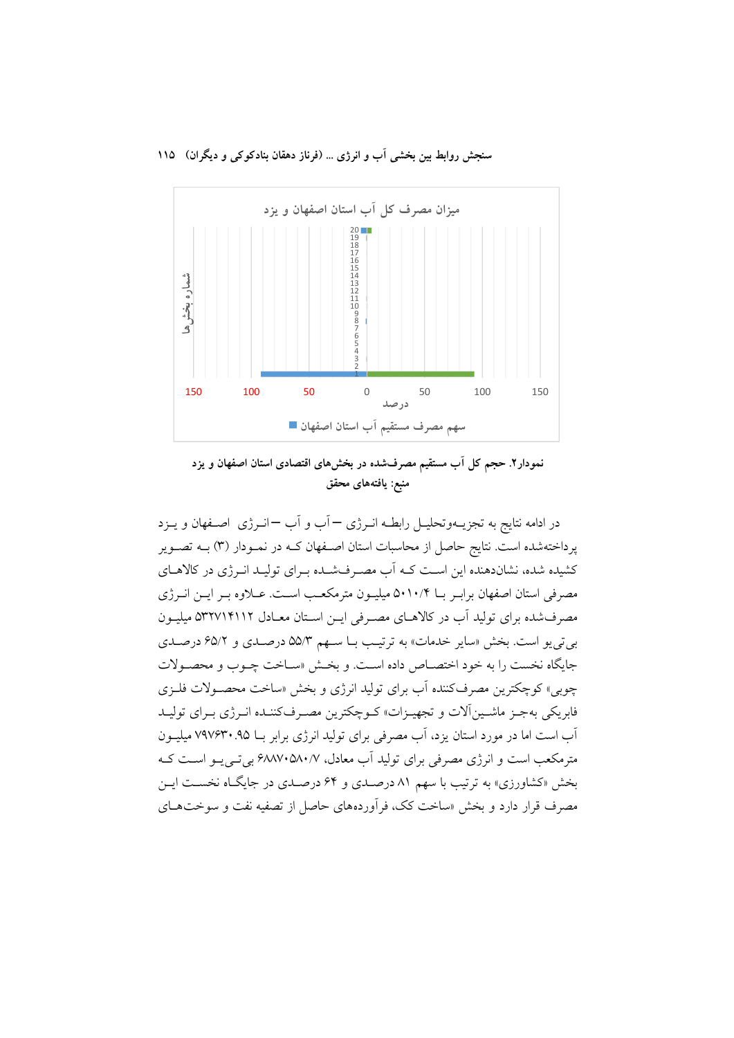نمودار۲. حجم کل آب مستقیم مصرف‌شده در بخش‌های اقتصادی استان اصفهان و یزد

منبع: یافته‌های محقق

در ادامه نتایج به تجزیه‌وتحلیل رابطه انرژی – آب و آب – انرژی اصفهان و یزد پرداخته‌شده است. نتایج حاصل از محاسبات استان اصفهان که در نمودار (۳) به تصویر کشیده شده، نشان‌دهنده این است که آب مصرف‌شده برای تولید انرژی در کالاهای مصرفی استان اصفهان برابر با ۵۰۱۰/۴ میلیون مترمکعب است. علاوه بر این انرژی مصرف‌شده برای تولید آب در کالاهای مصرفی این استان معادل ۵۳۲۷۱۴۱۱۲ میلیون بی‌تی‌یو است. بخش «سایر خدمات» به ترتیب با سهم ۵۵/۳ درصدی و ۶۵/۲ درصدی جایگاه نخست را به خود اختصاص داده است. و بخش «ساخت چوب و محصولات چوبی» کوچکترین مصرف‌کننده آب برای تولید انرژی و بخش «ساخت محصولات فلزی فابریکی به‌جز ماشین‌آلات و تجهیزات» کوچکترین مصرف‌کننده انرژی برای تولید آب است اما در مورد استان یزد، آب مصرفی برای تولید انرژی برابر با ۷۹۷۶۳۰.۹۵ میلیون مترمکعب است و انرژی مصرفی برای تولید آب معادل، ۶۸۸۷۰۵۸۰/۷ بی‌تی‌یو است که بخش «کشاورزی» به ترتیب با سهم ۸۱ درصدی و ۶۴ درصدی در جایگاه نخست این مصرف قرار دارد و بخش «ساخت کک، فرآورده‌های حاصل از تصفیه نفت و سوخت‌های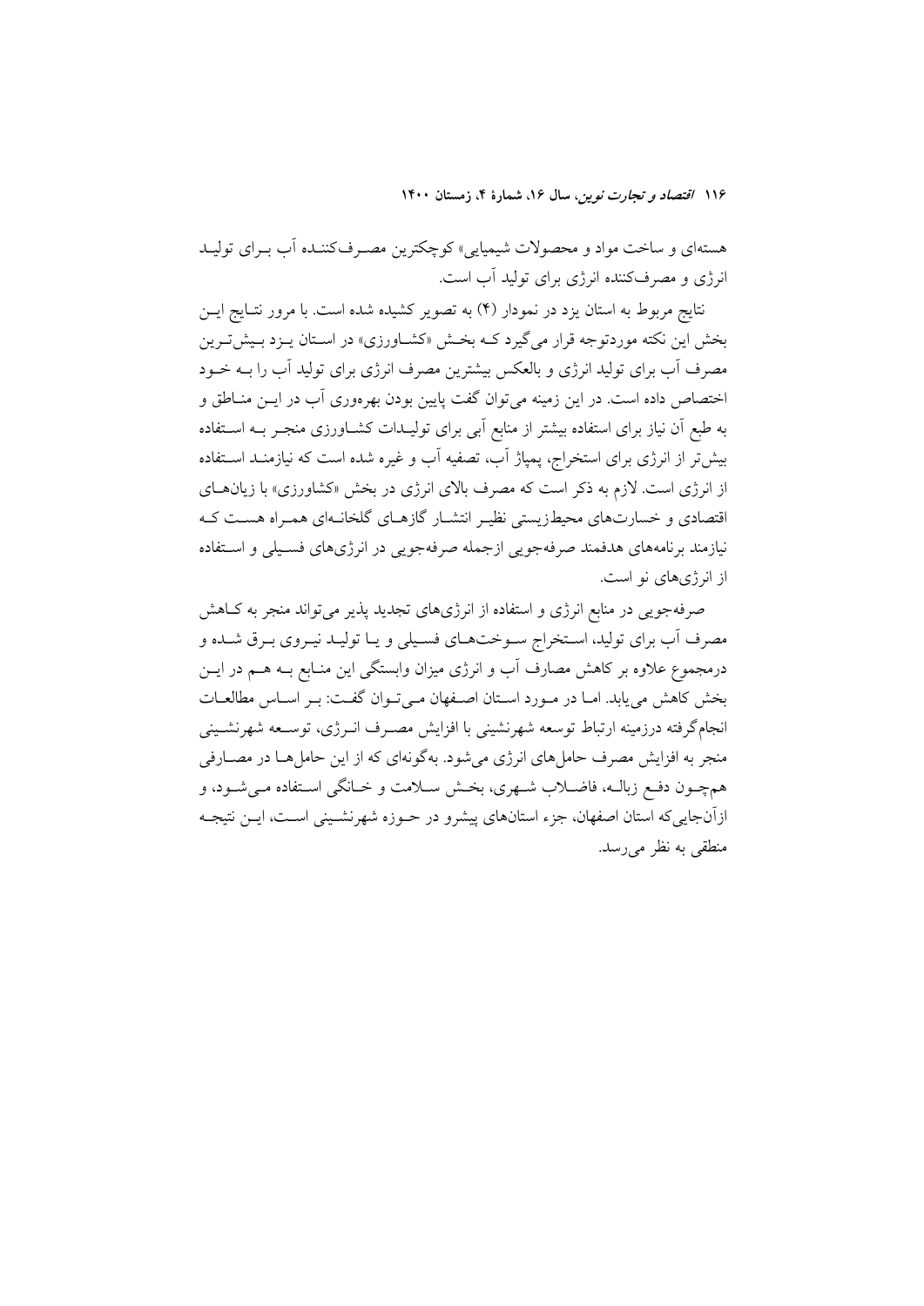هسته‌ای و ساخت مواد و محصولات شیمیایی» کوچکترین مصـرف‌کننـده آب بـرای تولیـد انرژی و مصرف‌کننده انرژی برای تولید آب است.

نتایج مربوط به استان یزد در نمودار (۴) به تصویر کشیده شده است. با مرور نتـایج ایـن بخش این نکته موردتوجه قرار می‌گیرد کـه بخـش «کشـاورزی» در اسـتان یـزد بـیش‌تـرین مصرف آب برای تولید انرژی و بالعکس بیشترین مصرف انرژی برای تولید آب را بـه خـود اختصاص داده است. در این زمینه می‌توان گفت پایین بودن بهره‌وری آب در ایـن منـاطق و به طبع آن نیاز برای استفاده بیشتر از منابع آبی برای تولیـدات کشـاورزی منجـر بـه اسـتفاده بیش‌تر از انرژی برای استخراج، پمپاژ آب، تصفیه آب و غیره شده است که نیازمنـد اسـتفاده از انرژی است. لازم به ذکر است که مصرف بالای انرژی در بخش «کشاورزی» با زیان‌هـای اقتصادی و خسارت‌های محیط‌زیستی نظیـر انتشـار گازهـای گلخانـه‌ای همـراه هسـت کـه نیازمند برنامه‌های هدفمند صرفه‌جویی ازجمله صرفه‌جویی در انرژی‌های فسـیلی و اسـتفاده از انرژی‌های نو است.

صرفه‌جویی در منابع انرژی و استفاده از انرژی‌های تجدید پذیر می‌تواند منجر به کـاهش مصرف آب برای تولید، اسـتخراج سـوخت‌هـای فسـیلی و یـا تولیـد نیـروی بـرق شـده و درمجموع علاوه بر کاهش مصارف آب و انرژی میزان وابستگی این منـابع بـه هـم در ایـن بخش کاهش می‌یابد. امـا در مـورد اسـتان اصـفهان مـی‌تـوان گفـت: بـر اسـاس مطالعـات انجام‌گرفته درزمینه ارتباط توسعه شهرنشینی با افزایش مصـرف انـرژی، توسـعه شهرنشـینی منجر به افزایش مصرف حامل‌های انرژی می‌شود. به‌گونه‌ای که از این حامل‌هـا در مصـارفی همچـون دفـع زبالـه، فاضـلاب شـهری، بخـش سـلامت و خـانگی اسـتفاده مـی‌شـود، و ازآن‌جایی‌که استان اصفهان، جزء استان‌های پیشرو در حـوزه شهرنشـینی اسـت، ایـن نتیجـه منطقی به نظر می‌رسد.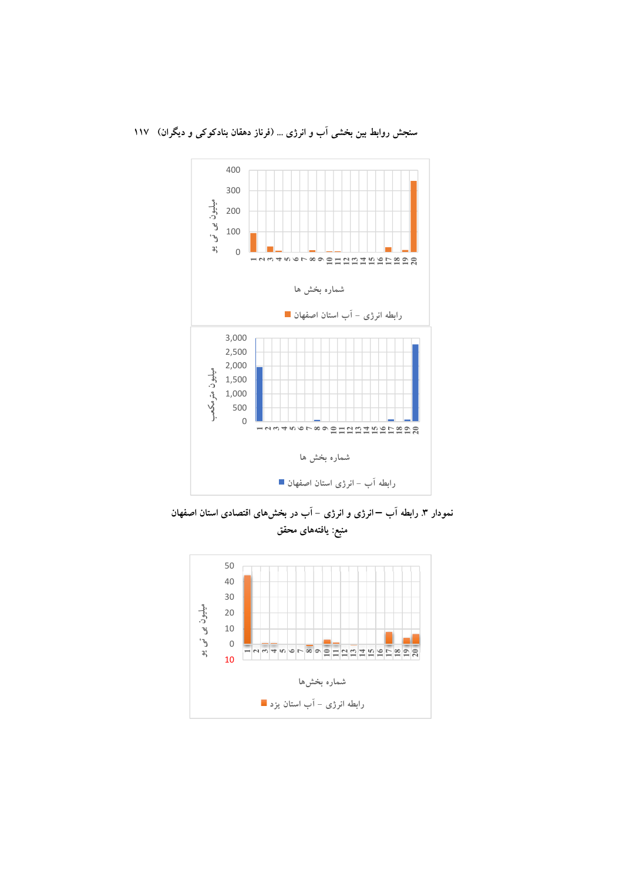نمودار ۳. رابطه آب – انرژی و انرژی - آب در بخش‌های اقتصادی استان اصفهان

منبع: یافته‌های محقق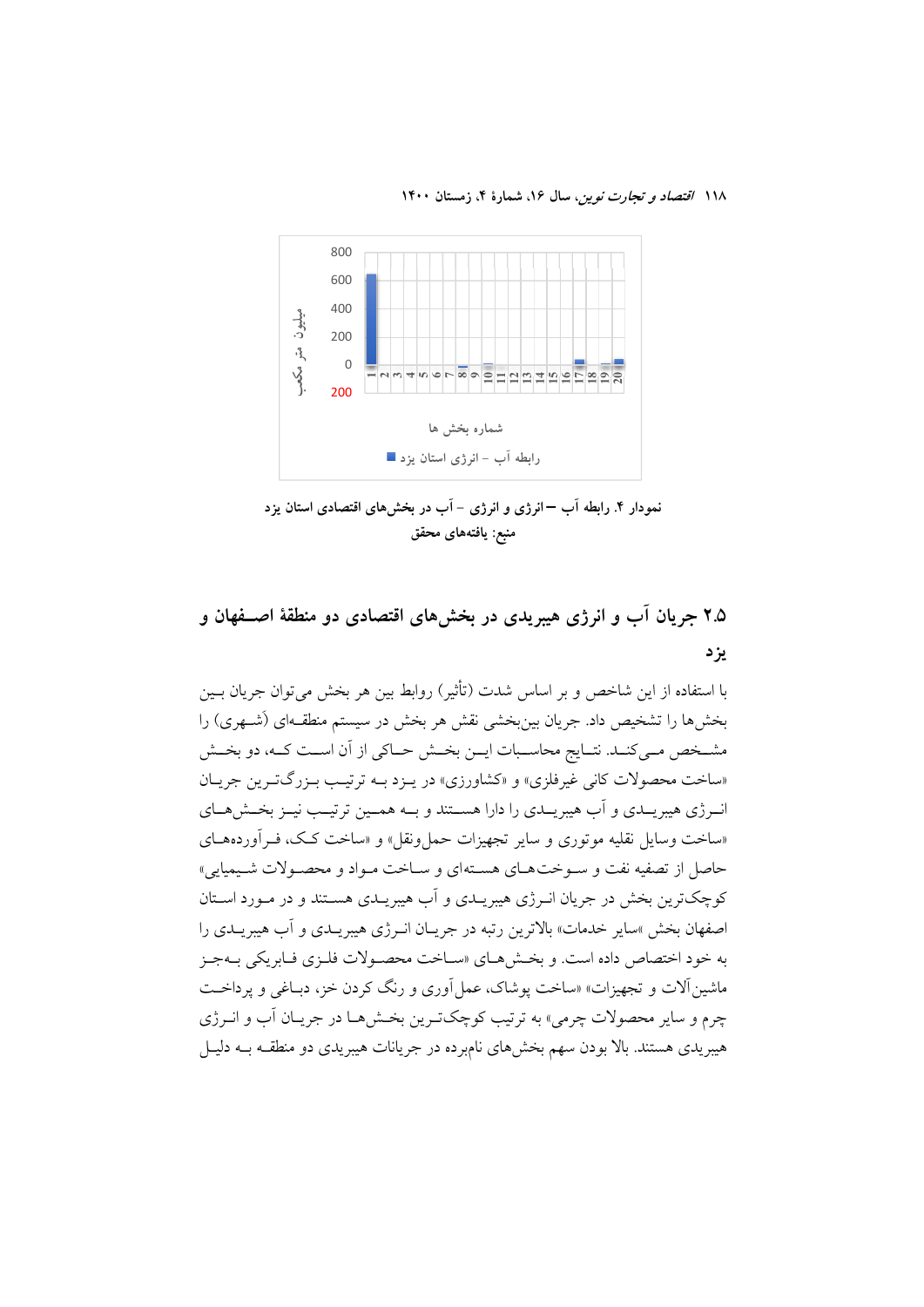نمودار ۴. رابطه آب – انرژی و انرژی – آب در بخش‌های اقتصادی استان یزد
منبع: یافته‌های محقق

## ۲.۵ جریان آب و انرژی هیبریدی در بخش‌های اقتصادی دو منطقهٔ اصفهان و یزد

با استفاده از این شاخص و بر اساس شدت (تأثیر) روابط بین هر بخش می‌توان جریان بین بخش‌ها را تشخیص داد. جریان بین‌بخشی نقش هر بخش در سیستم منطقه‌ای (شهری) را مشخص می‌کند. نتایج محاسبات این بخش حاکی از آن است که، دو بخش «ساخت محصولات کانی غیرفلزی» و «کشاورزی» در یزد به ترتیب بزرگ‌ترین جریان انرژی هیبریدی و آب هیبریدی را دارا هستند و به همین ترتیب نیز بخش‌های «ساخت وسایل نقلیه موتوری و سایر تجهیزات حمل‌ونقل» و «ساخت کک، فرآورده‌های حاصل از تصفیه نفت و سوخت‌های هسته‌ای و ساخت مواد و محصولات شیمیایی» کوچک‌ترین بخش در جریان انرژی هیبریدی و آب هیبریدی هستند و در مورد استان اصفهان بخش «سایر خدمات» بالاترین رتبه در جریان انرژی هیبریدی و آب هیبریدی را به خود اختصاص داده است. و بخش‌های «ساخت محصولات فلزی فابریکی به‌جز ماشین‌آلات و تجهیزات» «ساخت پوشاک، عمل‌آوری و رنگ کردن خز، دباغی و پرداخت چرم و سایر محصولات چرمی» به ترتیب کوچک‌ترین بخش‌ها در جریان آب و انرژی هیبریدی هستند. بالا بودن سهم بخش‌های نام‌برده در جریانات هیبریدی دو منطقه به دلیل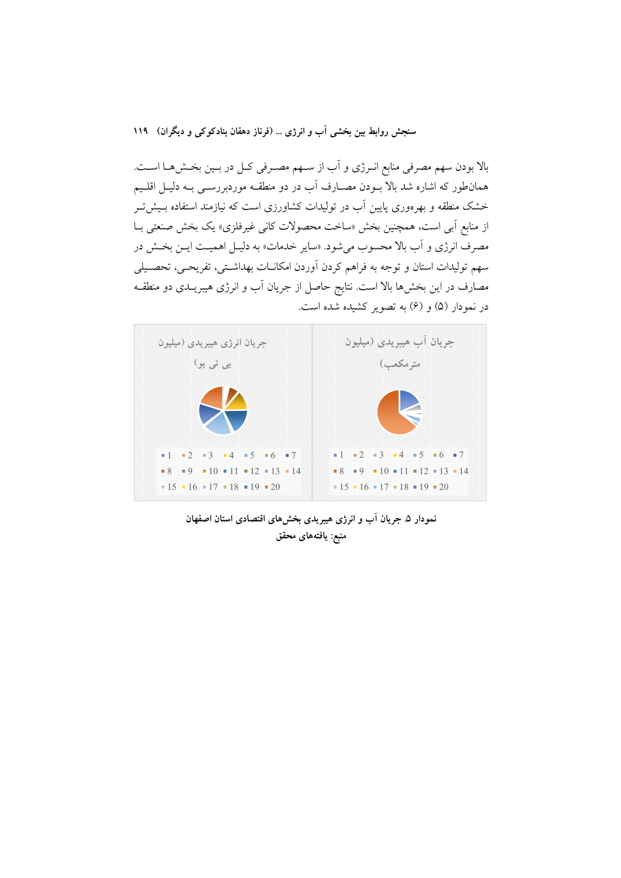بالا بودن سهم مصرفی منابع انـرژی و آب از سـهم مصـرفی کـل در بـین بخـش‌هـا اسـت. همان‌طور که اشاره شد بالا بـودن مصـارف آب در دو منطقـه موردبررسـی بـه دلیـل اقلـیم خشک منطقه و بهره‌وری پایین آب در تولیدات کشاورزی است که نیازمند استفاده بـیش‌تـر از منابع آبی است، همچنین بخش «ساخت محصولات کانی غیرفلزی» یک بخش صنعتی بـا مصرف انرژی و آب بالا محسوب می‌شود. «سایر خدمات» به دلیـل اهمیـت ایـن بخـش در سهم تولیدات استان و توجه به فراهم کردن امکانـات بهداشـتی، تفریحـی، تحصـیلی مصارف در این بخش‌ها بالا است. نتایج حاصل از جریان آب و انرژی هیبریـدی دو منطقـه در نمودار (۵) و (۶) به تصویر کشیده شده است.

جریان آب هیبریدی (میلیون مترمکعب) | جریان انرژی هیبریدی (میلیون بی تی یو)

1 2 3 4 5 6 7 8 9 10 11 12 13 14 15 16 17 18 19 20

نمودار ۵. جریان آب و انرژی هیبریدی بخش‌های اقتصادی استان اصفهان
منبع: یافته‌های محقق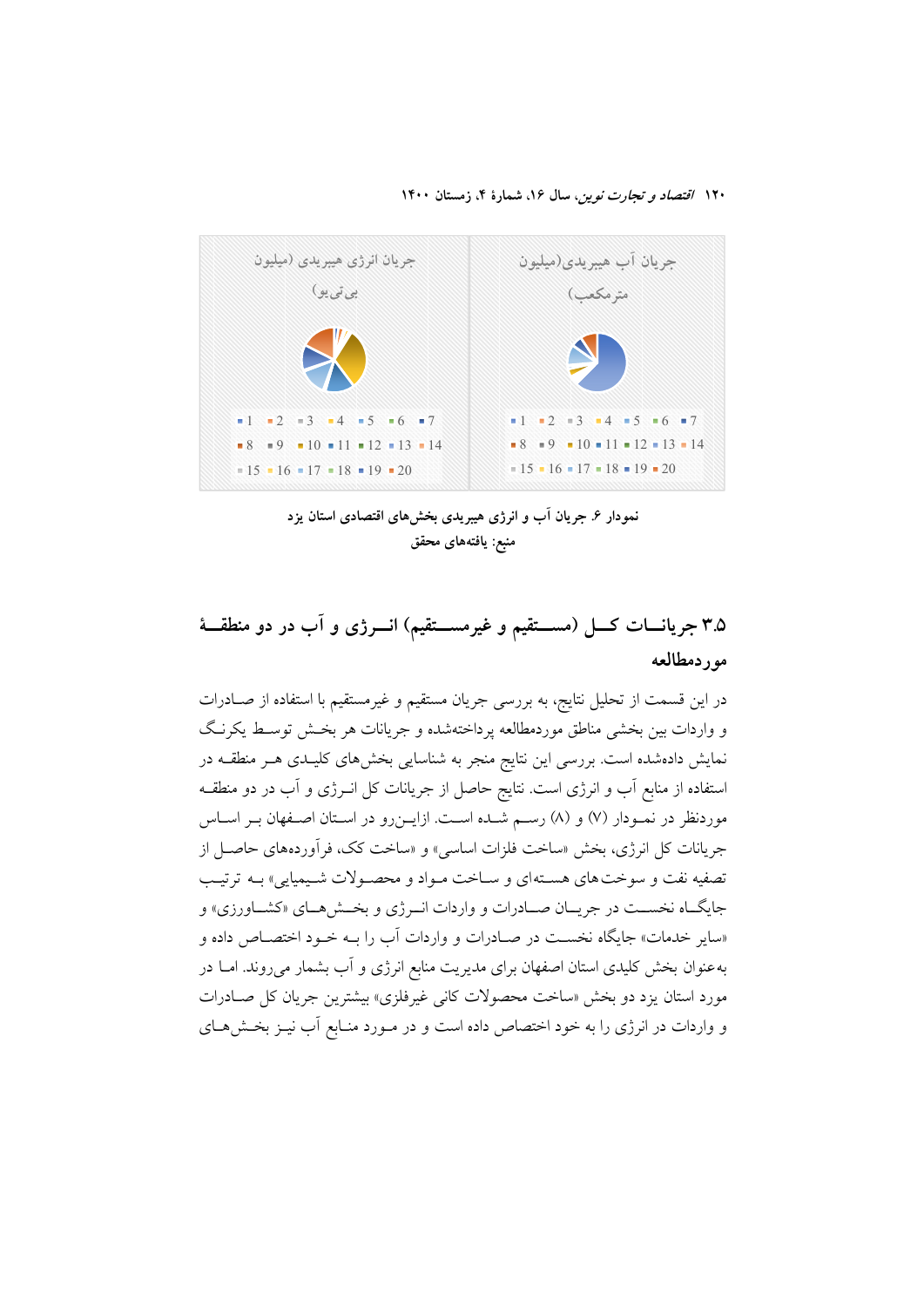جریان انرژی هیبریدی (میلیون بی‌تی‌یو)

1 ▪ 2 ▪ 3 ▪ 4 ▪ 5 ▪ 6 ▪ 7 ▪ 8 ▪ 9 ▪ 10 ▪ 11 ▪ 12 ▪ 13 ▪ 14 ▪ 15 ▪ 16 ▪ 17 ▪ 18 ▪ 19 ▪ 20

جریان آب هیبریدی(میلیون مترمکعب)

1 ▪ 2 ▪ 3 ▪ 4 ▪ 5 ▪ 6 ▪ 7 ▪ 8 ▪ 9 ▪ 10 ▪ 11 ▪ 12 ▪ 13 ▪ 14 ▪ 15 ▪ 16 ▪ 17 ▪ 18 ▪ 19 ▪ 20

**نمودار ۶. جریان آب و انرژی هیبریدی بخش‌های اقتصادی استان یزد**
**منبع: یافته‌های محقق**

## ۳.۵ جریانات کل (مستقیم و غیرمستقیم) انرژی و آب در دو منطقهٔ موردمطالعه

در این قسمت از تحلیل نتایج، به بررسی جریان مستقیم و غیرمستقیم با استفاده از صادرات و واردات بین بخشی مناطق موردمطالعه پرداخته‌شده و جریانات هر بخش توسط یکرنگ نمایش داده‌شده است. بررسی این نتایج منجر به شناسایی بخش‌های کلیدی هر منطقه در استفاده از منابع آب و انرژی است. نتایج حاصل از جریانات کل انرژی و آب در دو منطقه موردنظر در نمودار (۷) و (۸) رسم شده است. ازاین‌رو در استان اصفهان بر اساس جریانات کل انرژی، بخش «ساخت فلزات اساسی» و «ساخت کک، فرآورده‌های حاصل از تصفیه نفت و سوخت‌های هسته‌ای و ساخت مواد و محصولات شیمیایی» به ترتیب جایگاه نخست در جریان صادرات و واردات انرژی و بخش‌های «کشاورزی» و «سایر خدمات» جایگاه نخست در صادرات و واردات آب را به خود اختصاص داده و به‌عنوان بخش کلیدی استان اصفهان برای مدیریت منابع انرژی و آب بشمار می‌روند. اما در مورد استان یزد دو بخش «ساخت محصولات کانی غیرفلزی» بیشترین جریان کل صادرات و واردات در انرژی را به خود اختصاص داده است و در مورد منابع آب نیز بخش‌های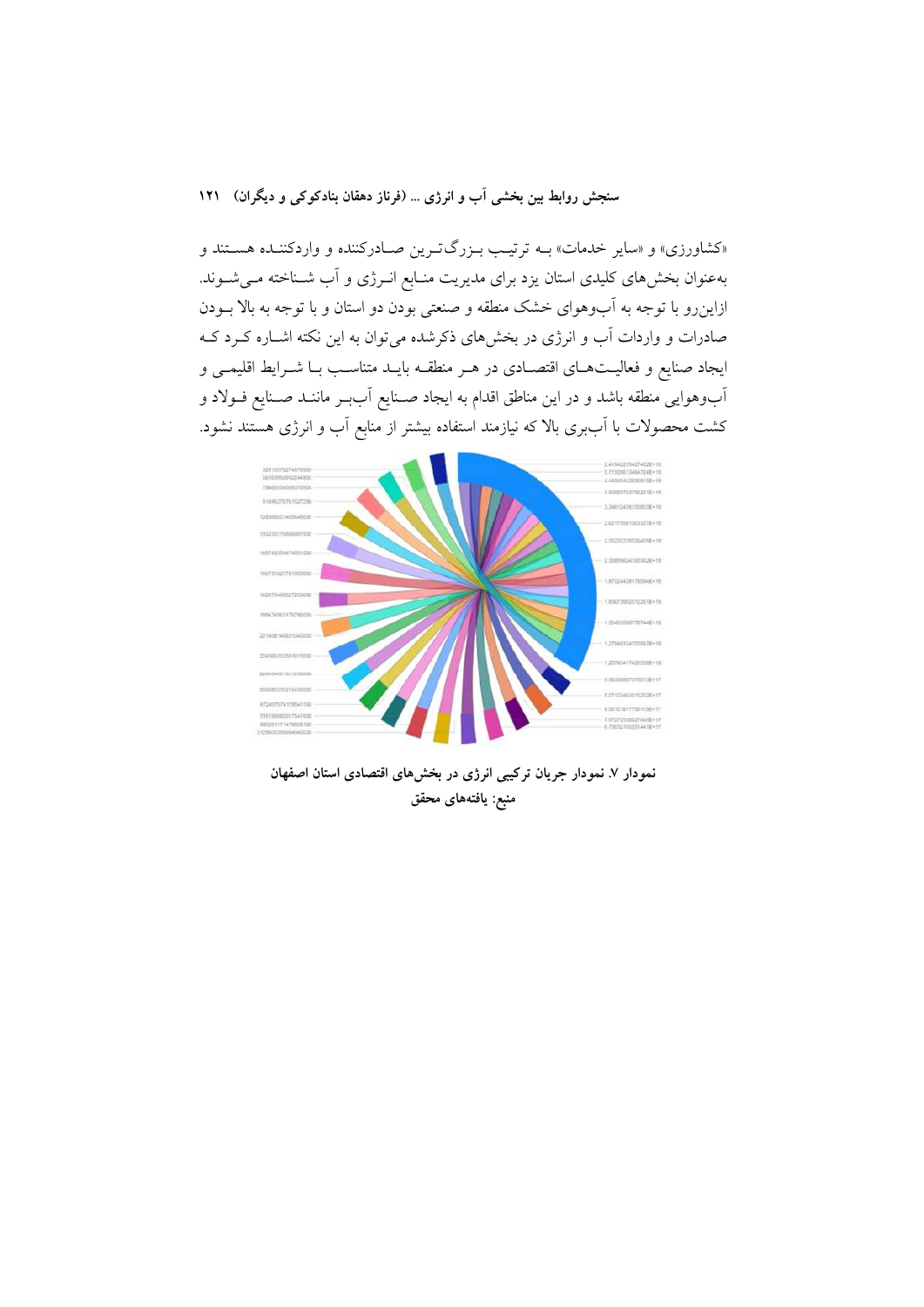«کشاورزی» و «سایر خدمات» به ترتیب بزرگ‌ترین صادرکننده و واردکننده هستند و به‌عنوان بخش‌های کلیدی استان یزد برای مدیریت منابع انرژی و آب شناخته می‌شوند. ازاین‌رو با توجه به آب‌وهوای خشک منطقه و صنعتی بودن دو استان و با توجه به بالا بودن صادرات و واردات آب و انرژی در بخش‌های ذکرشده می‌توان به این نکته اشاره کرد که ایجاد صنایع و فعالیت‌های اقتصادی در هر منطقه باید متناسب با شرایط اقلیمی و آب‌وهوایی منطقه باشد و در این مناطق اقدام به ایجاد صنایع آب‌بر مانند صنایع فولاد و کشت محصولات با آب‌بری بالا که نیازمند استفاده بیشتر از منابع آب و انرژی هستند نشود.

**نمودار ۷. نمودار جریان ترکیبی انرژی در بخش‌های اقتصادی استان اصفهان**

**منبع: یافته‌های محقق**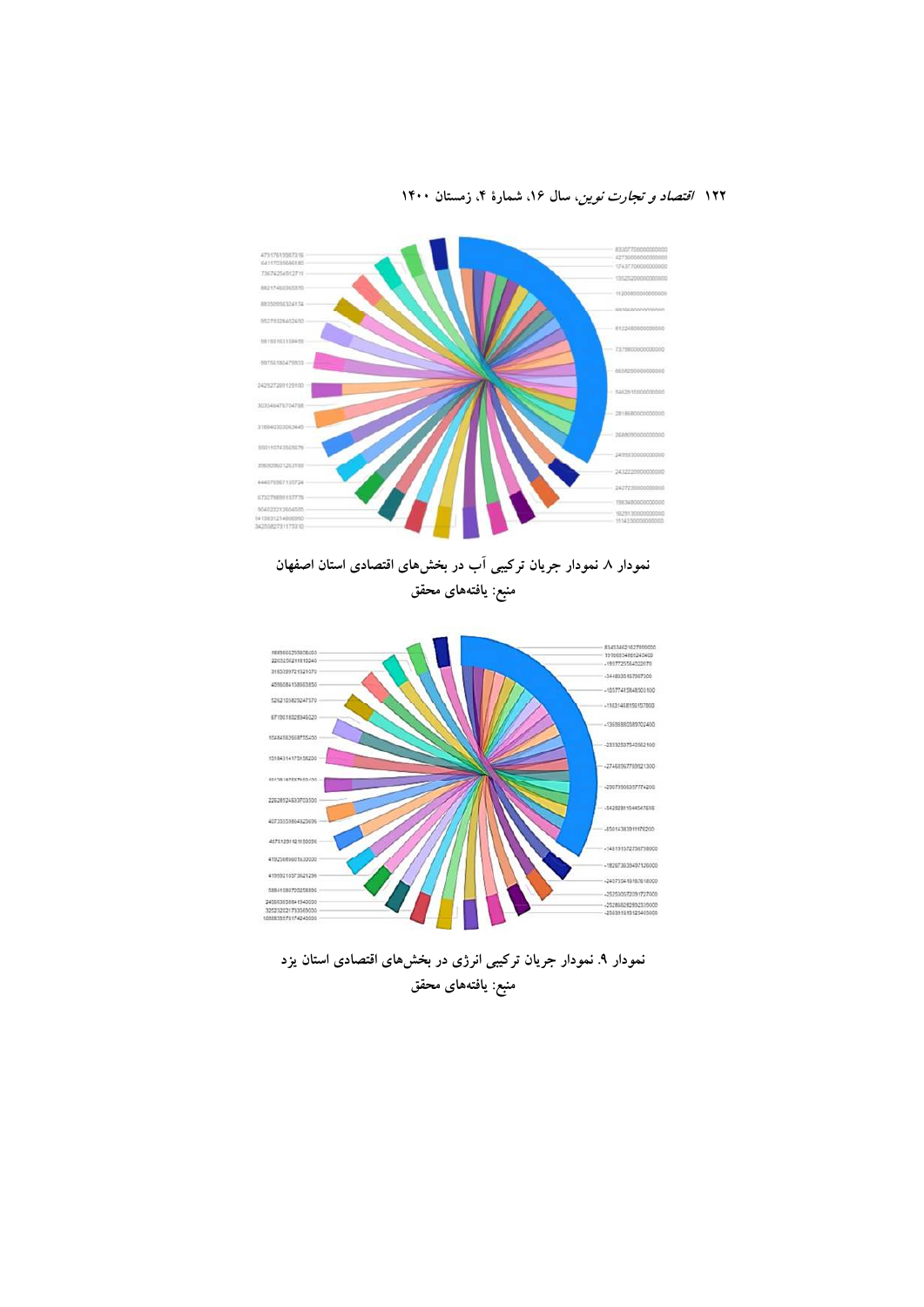نمودار ۸. نمودار جریان ترکیبی آب در بخش‌های اقتصادی استان اصفهان

منبع: یافته‌های محقق

نمودار ۹. نمودار جریان ترکیبی انرژی در بخش‌های اقتصادی استان یزد

منبع: یافته‌های محقق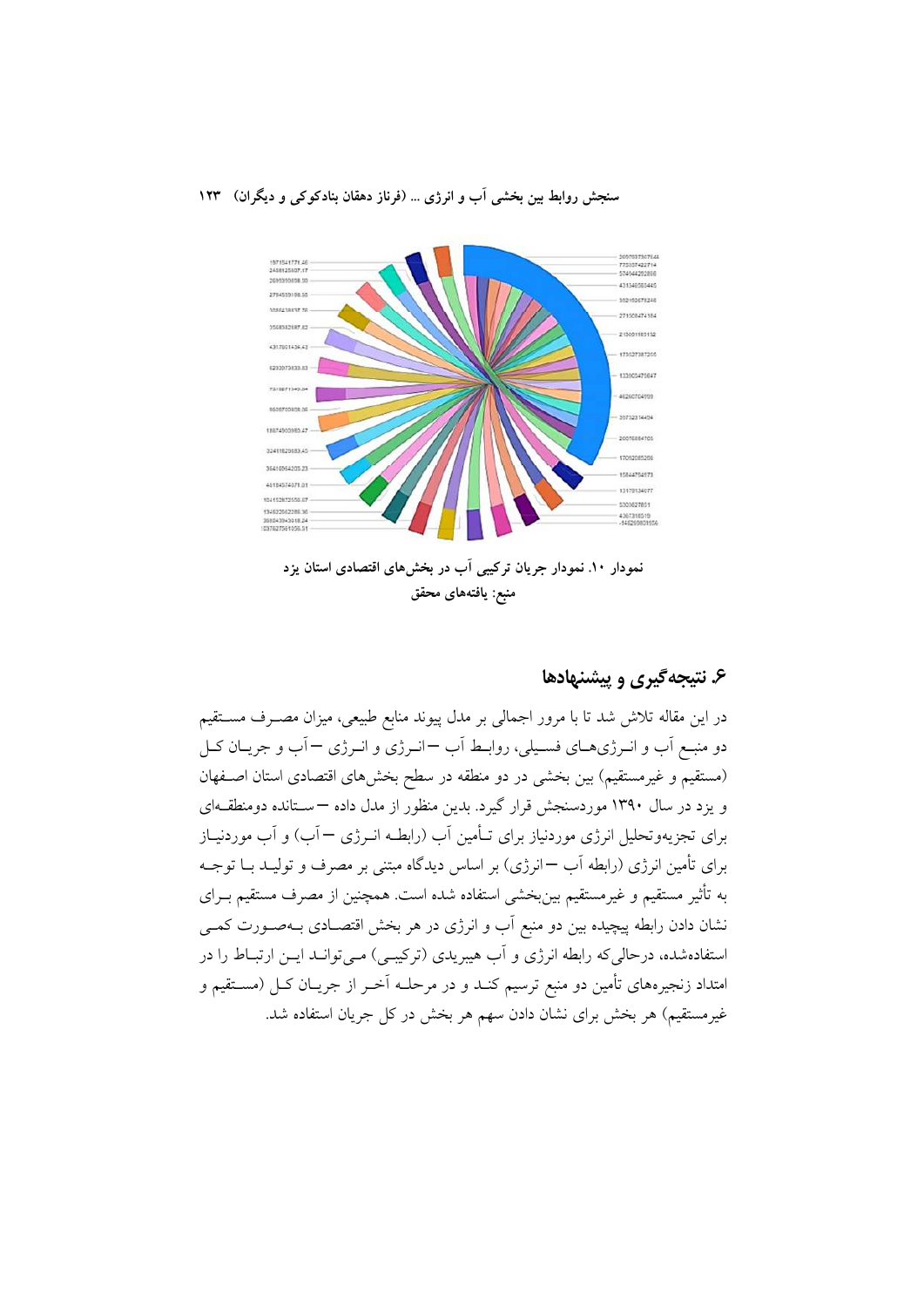نمودار ۱۰. نمودار جریان ترکیبی آب در بخش‌های اقتصادی استان یزد

منبع: یافته‌های محقق

## ۶. نتیجه‌گیری و پیشنهادها

در این مقاله تلاش شد تا با مرور اجمالی بر مدل پیوند منابع طبیعی، میزان مصرف مستقیم دو منبع آب و انرژی‌های فسیلی، روابط آب –انرژی و انرژی –آب و جریان کل (مستقیم و غیرمستقیم) بین بخشی در دو منطقه در سطح بخش‌های اقتصادی استان اصفهان و یزد در سال ۱۳۹۰ موردسنجش قرار گیرد. بدین منظور از مدل داده –ستانده دومنطقه‌ای برای تجزیه‌وتحلیل انرژی موردنیاز برای تأمین آب (رابطه انرژی –آب) و آب موردنیاز برای تأمین انرژی (رابطه آب –انرژی) بر اساس دیدگاه مبتنی بر مصرف و تولید با توجه به تأثیر مستقیم و غیرمستقیم بین‌بخشی استفاده شده است. همچنین از مصرف مستقیم برای نشان دادن رابطه پیچیده بین دو منبع آب و انرژی در هر بخش اقتصادی به‌صورت کمی استفاده‌شده، درحالی‌که رابطه انرژی و آب هیبریدی (ترکیبی) می‌تواند این ارتباط را در امتداد زنجیره‌های تأمین دو منبع ترسیم کند و در مرحله آخر از جریان کل (مستقیم و غیرمستقیم) هر بخش برای نشان دادن سهم هر بخش در کل جریان استفاده شد.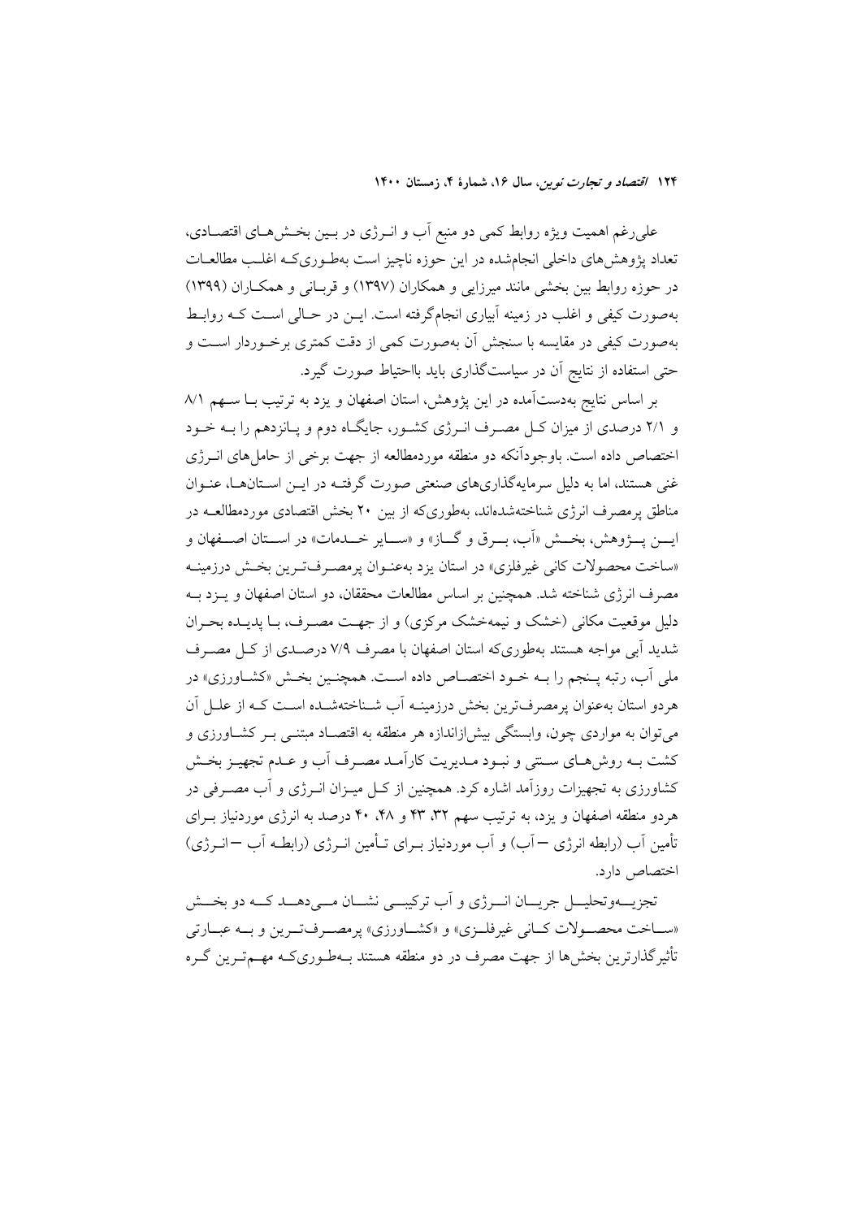علی‌رغم اهمیت ویژه روابط کمی دو منبع آب و انرژی در بین بخش‌های اقتصادی، تعداد پژوهش‌های داخلی انجام‌شده در این حوزه ناچیز است به‌طوری‌که اغلب مطالعات در حوزه روابط بین بخشی مانند میرزایی و همکاران (۱۳۹۷) و قربانی و همکاران (۱۳۹۹) به‌صورت کیفی و اغلب در زمینه آبیاری انجام‌گرفته است. این در حالی است که روابط به‌صورت کیفی در مقایسه با سنجش آن به‌صورت کمی از دقت کمتری برخوردار است و حتی استفاده از نتایج آن در سیاست‌گذاری باید بااحتیاط صورت گیرد.

بر اساس نتایج به‌دست‌آمده در این پژوهش، استان اصفهان و یزد به ترتیب با سهم ۸/۱ و ۲/۱ درصدی از میزان کل مصرف انرژی کشور، جایگاه دوم و پانزدهم را به خود اختصاص داده است. باوجودآنکه دو منطقه موردمطالعه از جهت برخی از حامل‌های انرژی غنی هستند، اما به دلیل سرمایه‌گذاری‌های صنعتی صورت گرفته در این استان‌ها، عنوان مناطق پرمصرف انرژی شناخته‌شده‌اند، به‌طوری‌که از بین ۲۰ بخش اقتصادی موردمطالعه در این پژوهش، بخش «آب، برق و گاز» و «سایر خدمات» در استان اصفهان و «ساخت محصولات کانی غیرفلزی» در استان یزد به‌عنوان پرمصرف‌ترین بخش درزمینه مصرف انرژی شناخته شد. همچنین بر اساس مطالعات محققان، دو استان اصفهان و یزد به دلیل موقعیت مکانی (خشک و نیمه‌خشک مرکزی) و از جهت مصرف، با پدیده بحران شدید آبی مواجه هستند به‌طوری‌که استان اصفهان با مصرف ۷/۹ درصدی از کل مصرف ملی آب، رتبه پنجم را به خود اختصاص داده است. همچنین بخش «کشاورزی» در هردو استان به‌عنوان پرمصرف‌ترین بخش درزمینه آب شناخته‌شده است که از علل آن می‌توان به مواردی چون، وابستگی بیش‌ازاندازه هر منطقه به اقتصاد مبتنی بر کشاورزی و کشت به روش‌های سنتی و نبود مدیریت کارآمد مصرف آب و عدم تجهیز بخش کشاورزی به تجهیزات روزآمد اشاره کرد. همچنین از کل میزان انرژی و آب مصرفی در هردو منطقه اصفهان و یزد، به ترتیب سهم ۳۲، ۴۳ و ۴۸، ۴۰ درصد به انرژی موردنیاز برای تأمین آب (رابطه انرژی — آب) و آب موردنیاز برای تأمین انرژی (رابطه آب — انرژی) اختصاص دارد.

تجزیه‌وتحلیل جریان انرژی و آب ترکیبی نشان می‌دهد که دو بخش «ساخت محصولات کانی غیرفلزی» و «کشاورزی» پرمصرف‌ترین و به عبارتی تأثیرگذارترین بخش‌ها از جهت مصرف در دو منطقه هستند به‌طوری‌که مهم‌ترین گره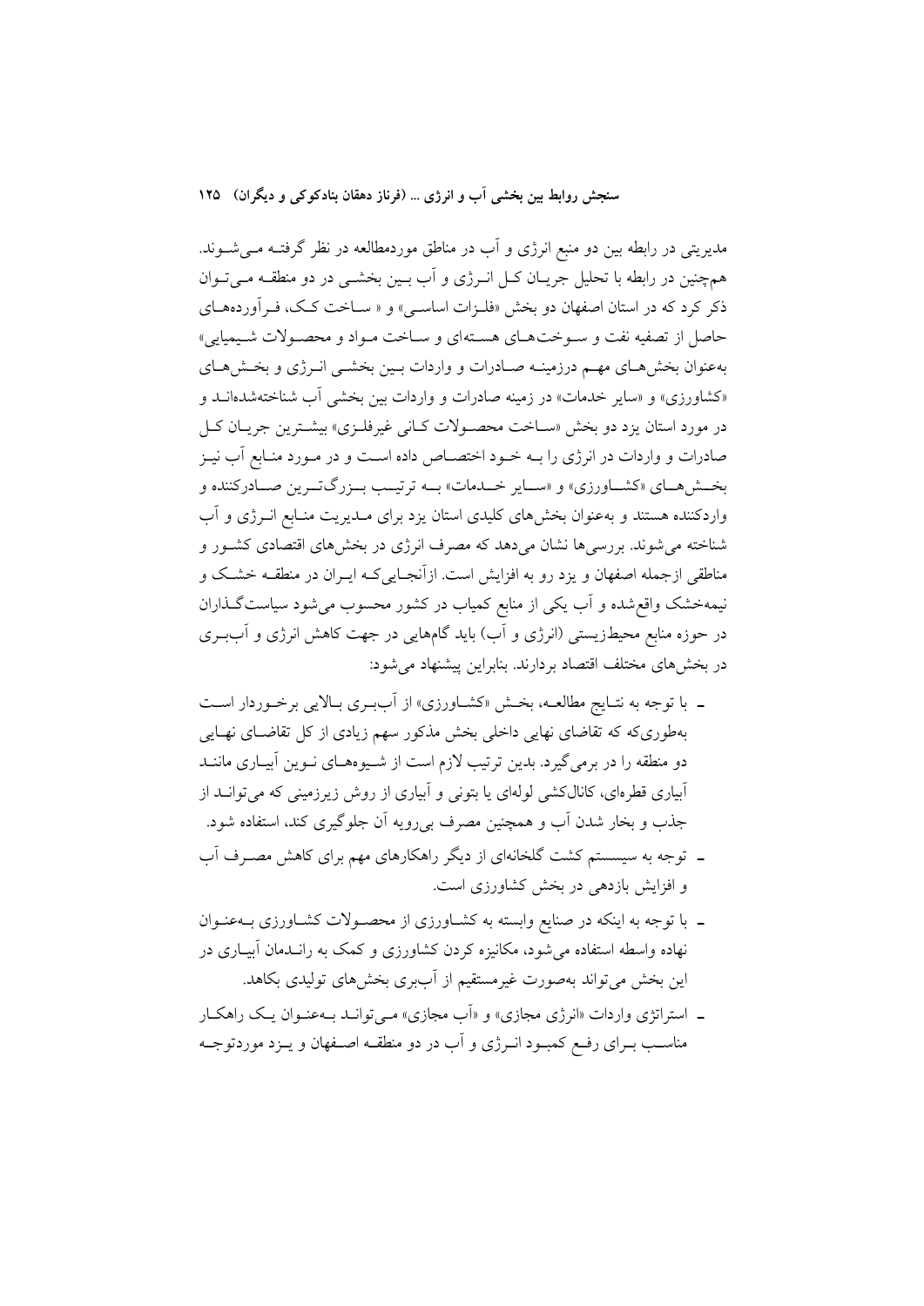مدیریتی در رابطه بین دو منبع انرژی و آب در مناطق موردمطالعه در نظر گرفته می‌شوند. همچنین در رابطه با تحلیل جریان کل انرژی و آب بین بخشی در دو منطقه می‌توان ذکر کرد که در استان اصفهان دو بخش «فلزات اساسی» و « ساخت کک، فرآورده‌های حاصل از تصفیه نفت و سوخت‌های هسته‌ای و ساخت مواد و محصولات شیمیایی» به‌عنوان بخش‌های مهم درزمینه صادرات و واردات بین بخشی انرژی و بخش‌های «کشاورزی» و «سایر خدمات» در زمینه صادرات و واردات بین بخشی آب شناخته‌شده‌اند و در مورد استان یزد دو بخش «ساخت محصولات کانی غیرفلزی» بیشترین جریان کل صادرات و واردات در انرژی را به خود اختصاص داده است و در مورد منابع آب نیز بخش‌های «کشاورزی» و «سایر خدمات» به ترتیب بزرگ‌ترین صادرکننده و واردکننده هستند و به‌عنوان بخش‌های کلیدی استان یزد برای مدیریت منابع انرژی و آب شناخته می‌شوند. بررسی‌ها نشان می‌دهد که مصرف انرژی در بخش‌های اقتصادی کشور و مناطقی ازجمله اصفهان و یزد رو به افزایش است. ازآنجایی‌که ایران در منطقه خشک و نیمه‌خشک واقع‌شده و آب یکی از منابع کمیاب در کشور محسوب می‌شود سیاست‌گذاران در حوزه منابع محیط‌زیستی (انرژی و آب) باید گام‌هایی در جهت کاهش انرژی و آب‌بری در بخش‌های مختلف اقتصاد بردارند. بنابراین پیشنهاد می‌شود:

- با توجه به نتایج مطالعه، بخش «کشاورزی» از آب‌بری بالایی برخوردار است به‌طوری‌که تقاضای نهایی داخلی بخش مذکور سهم زیادی از کل تقاضای نهایی دو منطقه را در برمی‌گیرد. بدین ترتیب لازم است از شیوه‌های نوین آبیاری مانند آبیاری قطره‌ای، کانال‌کشی لوله‌ای یا بتونی و آبیاری از روش زیرزمینی که می‌تواند از جذب و بخار شدن آب و همچنین مصرف بی‌رویه آن جلوگیری کند، استفاده شود.
- توجه به سیستم کشت گلخانه‌ای از دیگر راهکارهای مهم برای کاهش مصرف آب و افزایش بازدهی در بخش کشاورزی است.
- با توجه به اینکه در صنایع وابسته به کشاورزی از محصولات کشاورزی به‌عنوان نهاده واسطه استفاده می‌شود، مکانیزه کردن کشاورزی و کمک به راندمان آبیاری در این بخش می‌تواند به‌صورت غیرمستقیم از آب‌بری بخش‌های تولیدی بکاهد.
- استراتژی واردات «انرژی مجازی» و «آب مجازی» می‌تواند به‌عنوان یک راهکار مناسب برای رفع کمبود انرژی و آب در دو منطقه اصفهان و یزد موردتوجه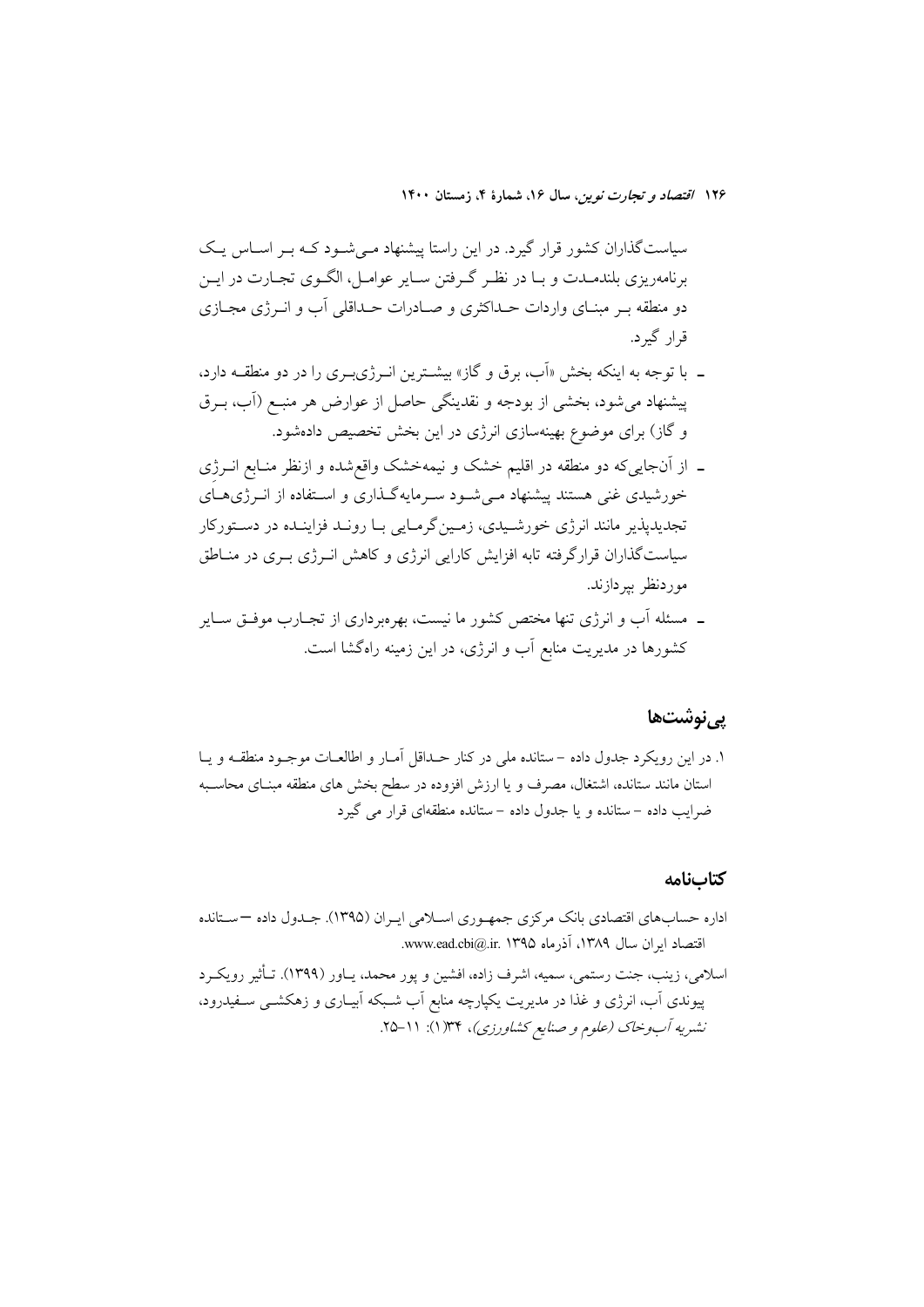سیاست‌گذاران کشور قرار گیرد. در این راستا پیشنهاد می‌شود که بر اساس یک برنامه‌ریزی بلندمدت و با در نظر گرفتن سایر عوامل، الگوی تجارت در این دو منطقه بر مبنای واردات حداکثری و صادرات حداقلی آب و انرژی مجازی قرار گیرد.

- با توجه به اینکه بخش «آب، برق و گاز» بیشترین انرژی‌بری را در دو منطقه دارد، پیشنهاد می‌شود، بخشی از بودجه و نقدینگی حاصل از عوارض هر منبع (آب، برق و گاز) برای موضوع بهینه‌سازی انرژی در این بخش تخصیص داده‌شود.
- از آن‌جایی‌که دو منطقه در اقلیم خشک و نیمه‌خشک واقع‌شده و ازنظر منابع انرژی خورشیدی غنی هستند پیشنهاد می‌شود سرمایه‌گذاری و استفاده از انرژی‌های تجدیدپذیر مانند انرژی خورشیدی، زمین‌گرمایی با روند فزاینده در دستورکار سیاست‌گذاران قرارگرفته تابه افزایش کارایی انرژی و کاهش انرژی بری در مناطق موردنظر بپردازند.
- مسئله آب و انرژی تنها مختص کشور ما نیست، بهره‌برداری از تجارب موفق سایر کشورها در مدیریت منابع آب و انرژی، در این زمینه راه‌گشا است.

## پی‌نوشت‌ها

۱. در این رویکرد جدول داده – ستانده ملی در کنار حداقل آمار و اطلاعات موجود منطقه و یا استان مانند ستانده، اشتغال، مصرف و یا ارزش افزوده در سطح بخش های منطقه مبنای محاسبه ضرایب داده – ستانده و یا جدول داده – ستانده منطقه‌ای قرار می گیرد

## کتاب‌نامه

اداره حساب‌های اقتصادی بانک مرکزی جمهوری اسلامی ایران (۱۳۹۵). جدول داده – ستانده اقتصاد ایران سال ۱۳۸۹، آذرماه ۱۳۹۵ .www.ead.cbi@.ir

اسلامی، زینب، جنت رستمی، سمیه، اشرف زاده، افشین و پور محمد، یاور (۱۳۹۹). تأثیر رویکرد پیوندی آب، انرژی و غذا در مدیریت یکپارچه منابع آب شبکه آبیاری و زهکشی سفیدرود، *نشریه آب‌وخاک (علوم و صنایع کشاورزی)*، ۳۴(۱): ۱۱–۲۵.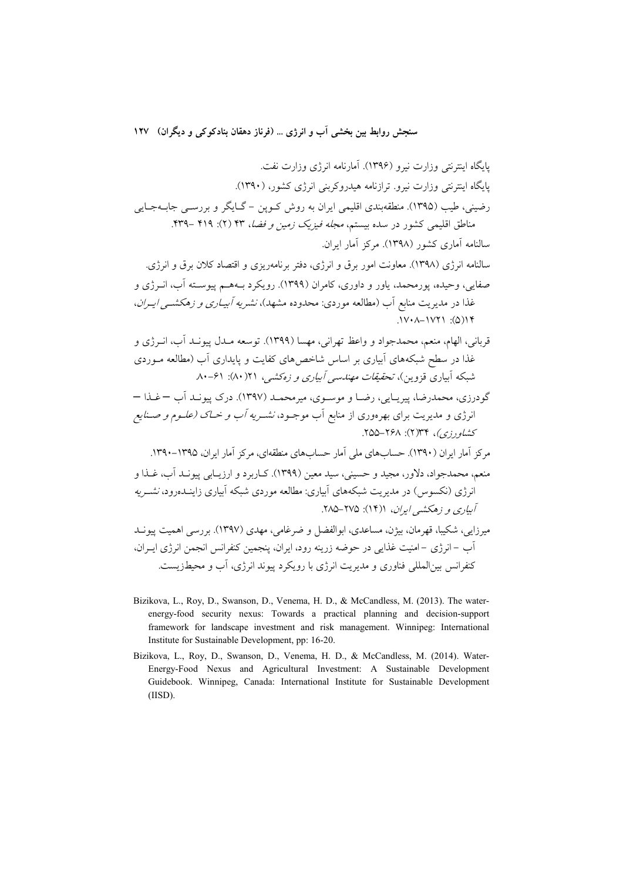پایگاه اینترنتی وزارت نیرو (۱۳۹۶). آمارنامه انرژی وزارت نفت.

پایگاه اینترنتی وزارت نیرو. ترازنامه هیدروکربنی انرژی کشور، (۱۳۹۰).

رضیني، طیب (۱۳۹۵). منطقه‌بندی اقلیمی ایران به روش کوپن - گایگر و بررسی جابه‌جایی مناطق اقلیمی کشور در سده بیستم، *مجله فیزیک زمین و فضا*، ۴۳ (۲): ۴۱۹ -۴۳۹.

سالنامه آماری کشور (۱۳۹۸). مرکز آمار ایران.

سالنامه انرژی (۱۳۹۸). معاونت امور برق و انرژی، دفتر برنامه‌ریزی و اقتصاد کلان برق و انرژی.

صفایی، وحیده، پورمحمد، یاور و داوری، کامران (۱۳۹۹). رویکرد به‌هم پیوسته آب، انرژی و غذا در مدیریت منابع آب (مطالعه موردی: محدوده مشهد)، *نشریه آبیاری و زهکشی ایران*، ۱۴(۵): ۱۷۲۱-۱۷۰۸.

قربانی، الهام، منعم، محمدجواد و واعظ تهرانی، مهسا (۱۳۹۹). توسعه مدل پیوند آب، انرژی و غذا در سطح شبکه‌های آبیاری بر اساس شاخص‌های کفایت و پایداری آب (مطالعه موردی شبکه آبیاری قزوین)، *تحقیقات مهندسی آبیاری و زهکشی*، ۲۱(۸۰): ۶۱-۸۰.

گودرزی، محمدرضا، پیریایی، رضا و موسوی، میرمحمد (۱۳۹۷). درک پیوند آب – غذا – انرژی و مدیریت برای بهره‌وری از منابع آب موجود، *نشریه آب و خاک (علوم و صنایع کشاورزی)*، ۳۴(۲): ۲۶۸-۲۵۵.

مرکز آمار ایران (۱۳۹۰). حساب‌های ملی آمار حساب‌های منطقه‌ای، مرکز آمار ایران، ۱۳۹۵-۱۳۹۰.

منعم، محمدجواد، دلاور، مجید و حسینی، سید معین (۱۳۹۹). کاربرد و ارزیابی پیوند آب، غذا و انرژی (نکسوس) در مدیریت شبکه‌های آبیاری: مطالعه موردی شبکه آبیاری زاینده‌رود، *نشریه آبیاری و زهکشی ایران*، ۱(۱۴): ۲۷۵-۲۸۵.

میرزایی، شکیبا، قهرمان، بیژن، مساعدی، ابوالفضل و ضرغامی، مهدی (۱۳۹۷). بررسی اهمیت پیوند آب – انرژی – امنیت غذایی در حوضه زرینه رود، ایران، پنجمین کنفرانس انجمن انرژی ایران، کنفرانس بین‌المللی فناوری و مدیریت انرژی با رویکرد پیوند انرژی، آب و محیط‌زیست.

Bizikova, L., Roy, D., Swanson, D., Venema, H. D., & McCandless, M. (2013). The water-energy-food security nexus: Towards a practical planning and decision-support framework for landscape investment and risk management. Winnipeg: International Institute for Sustainable Development, pp: 16-20.

Bizikova, L., Roy, D., Swanson, D., Venema, H. D., & McCandless, M. (2014). Water-Energy-Food Nexus and Agricultural Investment: A Sustainable Development Guidebook. Winnipeg, Canada: International Institute for Sustainable Development (IISD).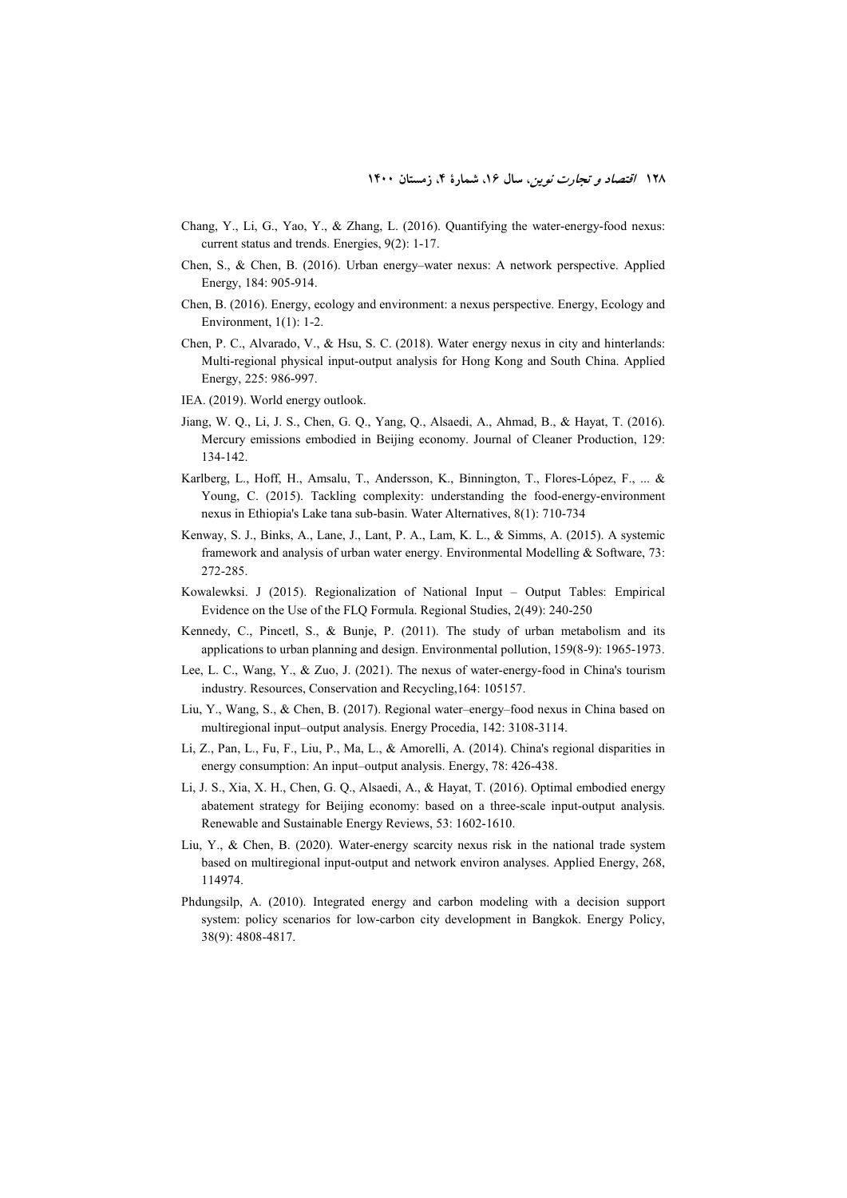Chang, Y., Li, G., Yao, Y., & Zhang, L. (2016). Quantifying the water-energy-food nexus: current status and trends. Energies, 9(2): 1-17.

Chen, S., & Chen, B. (2016). Urban energy–water nexus: A network perspective. Applied Energy, 184: 905-914.

Chen, B. (2016). Energy, ecology and environment: a nexus perspective. Energy, Ecology and Environment, 1(1): 1-2.

Chen, P. C., Alvarado, V., & Hsu, S. C. (2018). Water energy nexus in city and hinterlands: Multi-regional physical input-output analysis for Hong Kong and South China. Applied Energy, 225: 986-997.

IEA. (2019). World energy outlook.

Jiang, W. Q., Li, J. S., Chen, G. Q., Yang, Q., Alsaedi, A., Ahmad, B., & Hayat, T. (2016). Mercury emissions embodied in Beijing economy. Journal of Cleaner Production, 129: 134-142.

Karlberg, L., Hoff, H., Amsalu, T., Andersson, K., Binnington, T., Flores-López, F., ... & Young, C. (2015). Tackling complexity: understanding the food-energy-environment nexus in Ethiopia's Lake tana sub-basin. Water Alternatives, 8(1): 710-734

Kenway, S. J., Binks, A., Lane, J., Lant, P. A., Lam, K. L., & Simms, A. (2015). A systemic framework and analysis of urban water energy. Environmental Modelling & Software, 73: 272-285.

Kowalewksi. J (2015). Regionalization of National Input – Output Tables: Empirical Evidence on the Use of the FLQ Formula. Regional Studies, 2(49): 240-250

Kennedy, C., Pincetl, S., & Bunje, P. (2011). The study of urban metabolism and its applications to urban planning and design. Environmental pollution, 159(8-9): 1965-1973.

Lee, L. C., Wang, Y., & Zuo, J. (2021). The nexus of water-energy-food in China's tourism industry. Resources, Conservation and Recycling,164: 105157.

Liu, Y., Wang, S., & Chen, B. (2017). Regional water–energy–food nexus in China based on multiregional input–output analysis. Energy Procedia, 142: 3108-3114.

Li, Z., Pan, L., Fu, F., Liu, P., Ma, L., & Amorelli, A. (2014). China's regional disparities in energy consumption: An input–output analysis. Energy, 78: 426-438.

Li, J. S., Xia, X. H., Chen, G. Q., Alsaedi, A., & Hayat, T. (2016). Optimal embodied energy abatement strategy for Beijing economy: based on a three-scale input-output analysis. Renewable and Sustainable Energy Reviews, 53: 1602-1610.

Liu, Y., & Chen, B. (2020). Water-energy scarcity nexus risk in the national trade system based on multiregional input-output and network environ analyses. Applied Energy, 268, 114974.

Phdungsilp, A. (2010). Integrated energy and carbon modeling with a decision support system: policy scenarios for low-carbon city development in Bangkok. Energy Policy, 38(9): 4808-4817.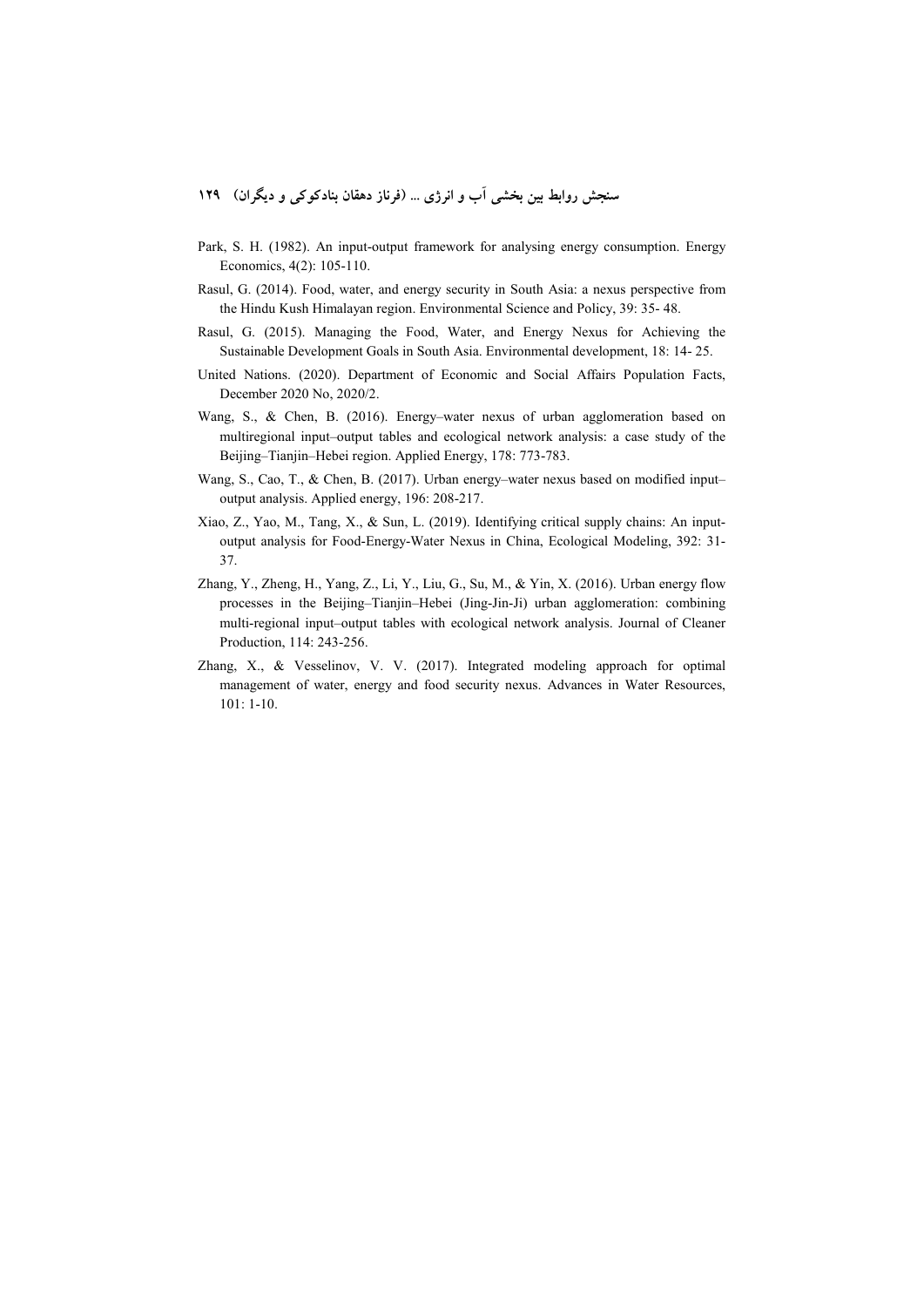Park, S. H. (1982). An input-output framework for analysing energy consumption. Energy Economics, 4(2): 105-110.

Rasul, G. (2014). Food, water, and energy security in South Asia: a nexus perspective from the Hindu Kush Himalayan region. Environmental Science and Policy, 39: 35- 48.

Rasul, G. (2015). Managing the Food, Water, and Energy Nexus for Achieving the Sustainable Development Goals in South Asia. Environmental development, 18: 14- 25.

United Nations. (2020). Department of Economic and Social Affairs Population Facts, December 2020 No, 2020/2.

Wang, S., & Chen, B. (2016). Energy–water nexus of urban agglomeration based on multiregional input–output tables and ecological network analysis: a case study of the Beijing–Tianjin–Hebei region. Applied Energy, 178: 773-783.

Wang, S., Cao, T., & Chen, B. (2017). Urban energy–water nexus based on modified input–output analysis. Applied energy, 196: 208-217.

Xiao, Z., Yao, M., Tang, X., & Sun, L. (2019). Identifying critical supply chains: An input-output analysis for Food-Energy-Water Nexus in China, Ecological Modeling, 392: 31-37.

Zhang, Y., Zheng, H., Yang, Z., Li, Y., Liu, G., Su, M., & Yin, X. (2016). Urban energy flow processes in the Beijing–Tianjin–Hebei (Jing-Jin-Ji) urban agglomeration: combining multi-regional input–output tables with ecological network analysis. Journal of Cleaner Production, 114: 243-256.

Zhang, X., & Vesselinov, V. V. (2017). Integrated modeling approach for optimal management of water, energy and food security nexus. Advances in Water Resources, 101: 1-10.